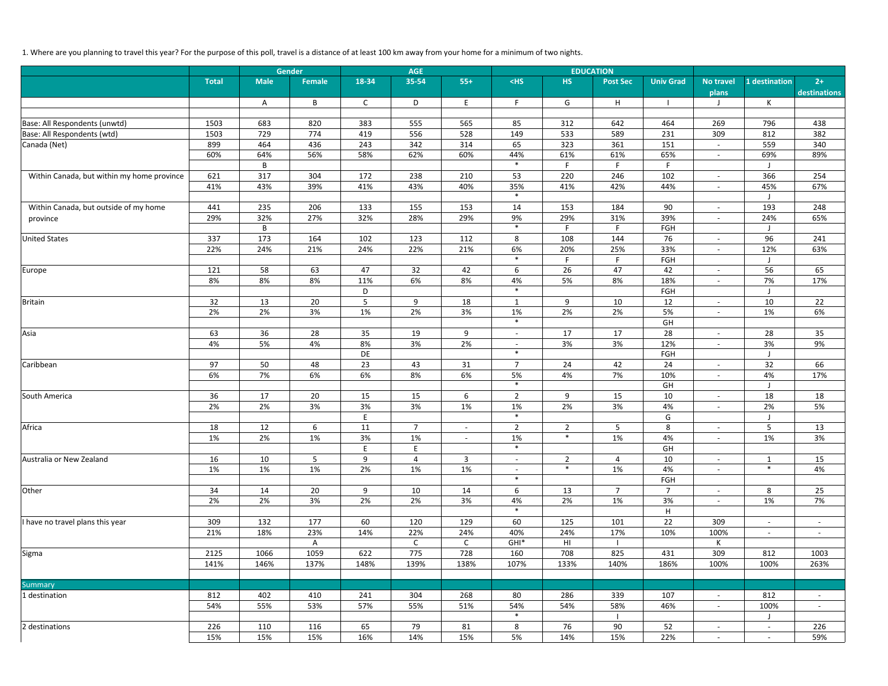1. Where are you planning to travel this year? For the purpose of this poll, travel is a distance of at least 100 km away from your home for a minimum of two nights.

| | | Gender | | AGE | | | EDUCATION | | | | | | |
|---|---|---|---|---|---|---|---|---|---|---|---|---|---|
| | Total | Male | Female | 18-34 | 35-54 | 55+ | <HS | HS | Post Sec | Univ Grad | No travel plans | 1 destination | 2+ destinations |
| | | A | B | C | D | E | F | G | H | I | J | K | |
| | | | | | | | | | | | | | |
| Base: All Respondents (unwtd) | 1503 | 683 | 820 | 383 | 555 | 565 | 85 | 312 | 642 | 464 | 269 | 796 | 438 |
| Base: All Respondents (wtd) | 1503 | 729 | 774 | 419 | 556 | 528 | 149 | 533 | 589 | 231 | 309 | 812 | 382 |
| Canada (Net) | 899 | 464 | 436 | 243 | 342 | 314 | 65 | 323 | 361 | 151 | - | 559 | 340 |
| | 60% | 64% | 56% | 58% | 62% | 60% | 44% | 61% | 61% | 65% | - | 69% | 89% |
| | | B | | | | | * | F | F | F | | J | |
| Within Canada, but within my home province | 621 | 317 | 304 | 172 | 238 | 210 | 53 | 220 | 246 | 102 | - | 366 | 254 |
| | 41% | 43% | 39% | 41% | 43% | 40% | 35% | 41% | 42% | 44% | - | 45% | 67% |
| | | | | | | | * | | | | | J | |
| Within Canada, but outside of my home province | 441 | 235 | 206 | 133 | 155 | 153 | 14 | 153 | 184 | 90 | - | 193 | 248 |
| | 29% | 32% | 27% | 32% | 28% | 29% | 9% | 29% | 31% | 39% | - | 24% | 65% |
| | | B | | | | | * | F | F | FGH | | J | |
| United States | 337 | 173 | 164 | 102 | 123 | 112 | 8 | 108 | 144 | 76 | - | 96 | 241 |
| | 22% | 24% | 21% | 24% | 22% | 21% | 6% | 20% | 25% | 33% | - | 12% | 63% |
| | | | | | | | * | F | F | FGH | | J | |
| Europe | 121 | 58 | 63 | 47 | 32 | 42 | 6 | 26 | 47 | 42 | - | 56 | 65 |
| | 8% | 8% | 8% | 11% | 6% | 8% | 4% | 5% | 8% | 18% | - | 7% | 17% |
| | | | | D | | | * | | | FGH | | J | |
| Britain | 32 | 13 | 20 | 5 | 9 | 18 | 1 | 9 | 10 | 12 | - | 10 | 22 |
| | 2% | 2% | 3% | 1% | 2% | 3% | 1% | 2% | 2% | 5% | - | 1% | 6% |
| | | | | | | | * | | | GH | | | |
| Asia | 63 | 36 | 28 | 35 | 19 | 9 | - | 17 | 17 | 28 | - | 28 | 35 |
| | 4% | 5% | 4% | 8% | 3% | 2% | - | 3% | 3% | 12% | - | 3% | 9% |
| | | | | DE | | | * | | | FGH | | J | |
| Caribbean | 97 | 50 | 48 | 23 | 43 | 31 | 7 | 24 | 42 | 24 | - | 32 | 66 |
| | 6% | 7% | 6% | 6% | 8% | 6% | 5% | 4% | 7% | 10% | - | 4% | 17% |
| | | | | | | | * | | | GH | | J | |
| South America | 36 | 17 | 20 | 15 | 15 | 6 | 2 | 9 | 15 | 10 | - | 18 | 18 |
| | 2% | 2% | 3% | 3% | 3% | 1% | 1% | 2% | 3% | 4% | - | 2% | 5% |
| | | | | E | | | * | | | G | | J | |
| Africa | 18 | 12 | 6 | 11 | 7 | - | 2 | 2 | 5 | 8 | - | 5 | 13 |
| | 1% | 2% | 1% | 3% | 1% | - | 1% | * | 1% | 4% | - | 1% | 3% |
| | | | | E | E | | * | | | GH | | | |
| Australia or New Zealand | 16 | 10 | 5 | 9 | 4 | 3 | - | 2 | 4 | 10 | - | 1 | 15 |
| | 1% | 1% | 1% | 2% | 1% | 1% | - | * | 1% | 4% | - | * | 4% |
| | | | | | | | * | | | FGH | | | |
| Other | 34 | 14 | 20 | 9 | 10 | 14 | 6 | 13 | 7 | 7 | - | 8 | 25 |
| | 2% | 2% | 3% | 2% | 2% | 3% | 4% | 2% | 1% | 3% | - | 1% | 7% |
| | | | | | | | * | | | H | | | |
| I have no travel plans this year | 309 | 132 | 177 | 60 | 120 | 129 | 60 | 125 | 101 | 22 | 309 | - | - |
| | 21% | 18% | 23% | 14% | 22% | 24% | 40% | 24% | 17% | 10% | 100% | - | - |
| | | | A | | C | C | GHI* | HI | I | | K | | |
| Sigma | 2125 | 1066 | 1059 | 622 | 775 | 728 | 160 | 708 | 825 | 431 | 309 | 812 | 1003 |
| | 141% | 146% | 137% | 148% | 139% | 138% | 107% | 133% | 140% | 186% | 100% | 100% | 263% |
| | | | | | | | | | | | | | |
| Summary | | | | | | | | | | | | | |
| 1 destination | 812 | 402 | 410 | 241 | 304 | 268 | 80 | 286 | 339 | 107 | - | 812 | - |
| | 54% | 55% | 53% | 57% | 55% | 51% | 54% | 54% | 58% | 46% | - | 100% | - |
| | | | | | | | * | | I | | | J | |
| 2 destinations | 226 | 110 | 116 | 65 | 79 | 81 | 8 | 76 | 90 | 52 | - | - | 226 |
| | 15% | 15% | 15% | 16% | 14% | 15% | 5% | 14% | 15% | 22% | - | - | 59% |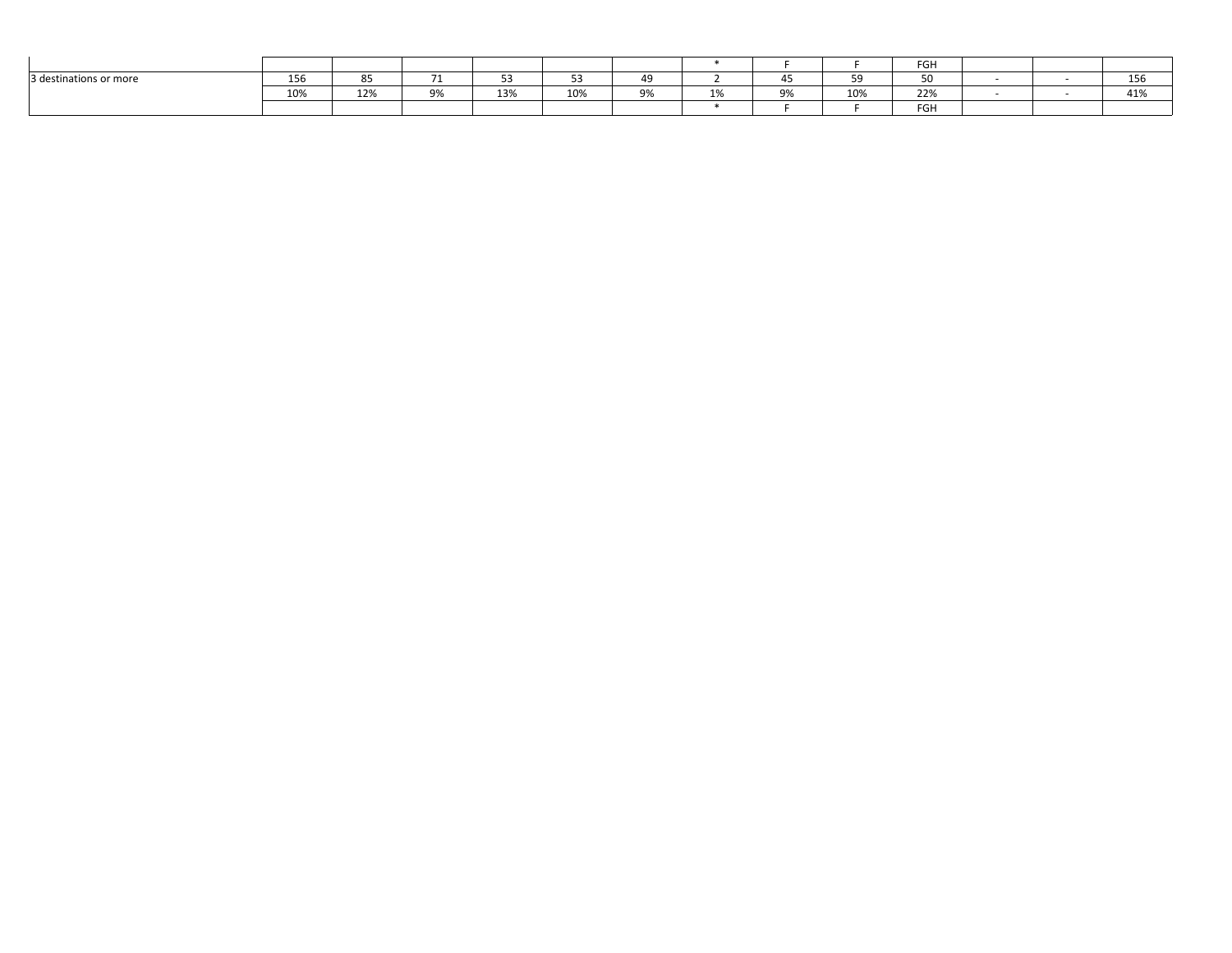| | | | | | | | | | | | | | |
|---|---|---|---|---|---|---|---|---|---|---|---|---|---|
| | | | | | | | * | F | F | FGH | | | |
| 3 destinations or more | 156 | 85 | 71 | 53 | 53 | 49 | 2 | 45 | 59 | 50 | - | - | 156 |
| | 10% | 12% | 9% | 13% | 10% | 9% | 1% | 9% | 10% | 22% | - | - | 41% |
| | | | | | | | * | F | F | FGH | | | |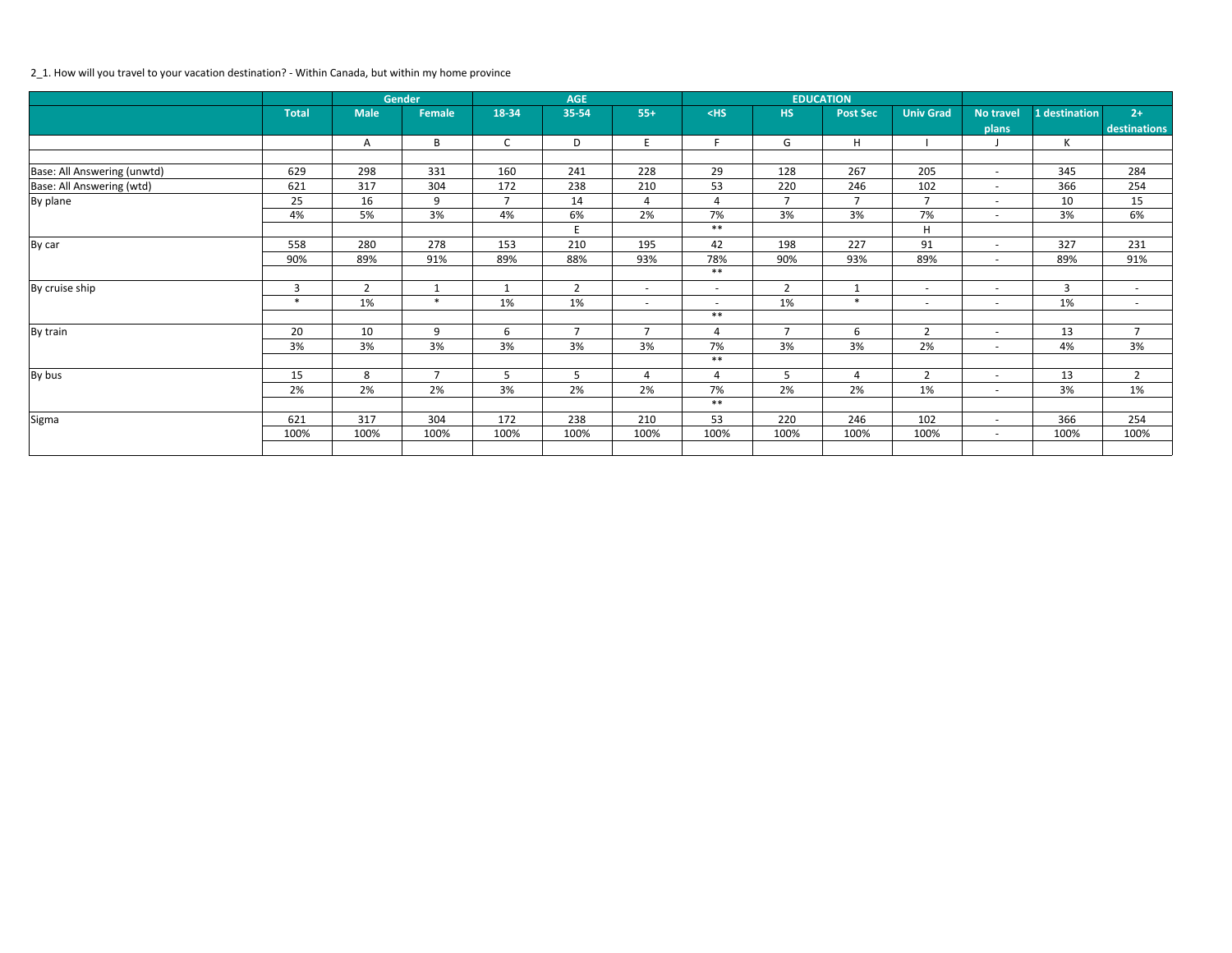2_1. How will you travel to your vacation destination? - Within Canada, but within my home province

| | | Gender | | AGE | | | EDUCATION | | | | | | |
|---|---|---|---|---|---|---|---|---|---|---|---|---|---|
| | Total | Male | Female | 18-34 | 35-54 | 55+ | <HS | HS | Post Sec | Univ Grad | No travel plans | 1 destination | 2+ destinations |
| | | A | B | C | D | E | F | G | H | I | J | K | |
| | | | | | | | | | | | | | |
| Base: All Answering (unwtd) | 629 | 298 | 331 | 160 | 241 | 228 | 29 | 128 | 267 | 205 | - | 345 | 284 |
| Base: All Answering (wtd) | 621 | 317 | 304 | 172 | 238 | 210 | 53 | 220 | 246 | 102 | - | 366 | 254 |
| By plane | 25 | 16 | 9 | 7 | 14 | 4 | 4 | 7 | 7 | 7 | - | 10 | 15 |
| | 4% | 5% | 3% | 4% | 6% | 2% | 7% | 3% | 3% | 7% | - | 3% | 6% |
| | | | | | E | | ** | | | H | | | |
| By car | 558 | 280 | 278 | 153 | 210 | 195 | 42 | 198 | 227 | 91 | - | 327 | 231 |
| | 90% | 89% | 91% | 89% | 88% | 93% | 78% | 90% | 93% | 89% | - | 89% | 91% |
| | | | | | | | ** | | | | | | |
| By cruise ship | 3 | 2 | 1 | 1 | 2 | - | - | 2 | 1 | - | - | 3 | - |
| | * | 1% | * | 1% | 1% | - | - | 1% | * | - | - | 1% | - |
| | | | | | | | ** | | | | | | |
| By train | 20 | 10 | 9 | 6 | 7 | 7 | 4 | 7 | 6 | 2 | - | 13 | 7 |
| | 3% | 3% | 3% | 3% | 3% | 3% | 7% | 3% | 3% | 2% | - | 4% | 3% |
| | | | | | | | ** | | | | | | |
| By bus | 15 | 8 | 7 | 5 | 5 | 4 | 4 | 5 | 4 | 2 | - | 13 | 2 |
| | 2% | 2% | 2% | 3% | 2% | 2% | 7% | 2% | 2% | 1% | - | 3% | 1% |
| | | | | | | | ** | | | | | | |
| Sigma | 621 | 317 | 304 | 172 | 238 | 210 | 53 | 220 | 246 | 102 | - | 366 | 254 |
| | 100% | 100% | 100% | 100% | 100% | 100% | 100% | 100% | 100% | 100% | - | 100% | 100% |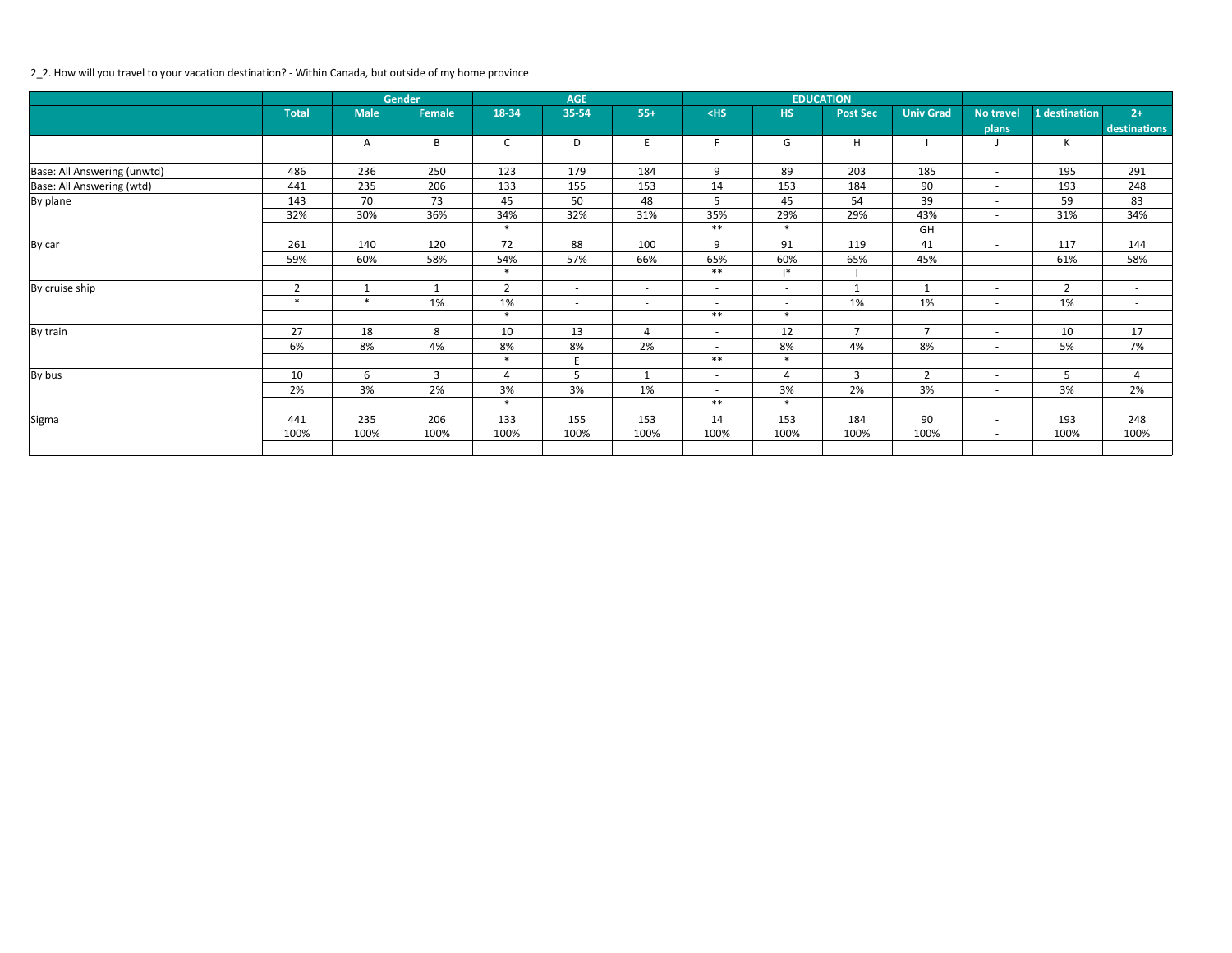2_2. How will you travel to your vacation destination? - Within Canada, but outside of my home province

| | | Gender | | AGE | | | EDUCATION | | | | | | |
|---|---|---|---|---|---|---|---|---|---|---|---|---|---|
| | Total | Male | Female | 18-34 | 35-54 | 55+ | <HS | HS | Post Sec | Univ Grad | No travel plans | 1 destination | 2+ destinations |
| | | A | B | C | D | E | F | G | H | I | J | K | |
| | | | | | | | | | | | | | |
| Base: All Answering (unwtd) | 486 | 236 | 250 | 123 | 179 | 184 | 9 | 89 | 203 | 185 | - | 195 | 291 |
| Base: All Answering (wtd) | 441 | 235 | 206 | 133 | 155 | 153 | 14 | 153 | 184 | 90 | - | 193 | 248 |
| By plane | 143 | 70 | 73 | 45 | 50 | 48 | 5 | 45 | 54 | 39 | - | 59 | 83 |
| | 32% | 30% | 36% | 34% | 32% | 31% | 35% | 29% | 29% | 43% | - | 31% | 34% |
| | | | | * | | | ** | * | | GH | | | |
| By car | 261 | 140 | 120 | 72 | 88 | 100 | 9 | 91 | 119 | 41 | - | 117 | 144 |
| | 59% | 60% | 58% | 54% | 57% | 66% | 65% | 60% | 65% | 45% | - | 61% | 58% |
| | | | | * | | | ** | I* | I | | | | |
| By cruise ship | 2 | 1 | 1 | 2 | - | - | - | - | 1 | 1 | - | 2 | - |
| | * | * | 1% | 1% | - | - | - | - | 1% | 1% | - | 1% | - |
| | | | | * | | | ** | * | | | | | |
| By train | 27 | 18 | 8 | 10 | 13 | 4 | - | 12 | 7 | 7 | - | 10 | 17 |
| | 6% | 8% | 4% | 8% | 8% | 2% | - | 8% | 4% | 8% | - | 5% | 7% |
| | | | | * | E | | ** | * | | | | | |
| By bus | 10 | 6 | 3 | 4 | 5 | 1 | - | 4 | 3 | 2 | - | 5 | 4 |
| | 2% | 3% | 2% | 3% | 3% | 1% | - | 3% | 2% | 3% | - | 3% | 2% |
| | | | | * | | | ** | * | | | | | |
| Sigma | 441 | 235 | 206 | 133 | 155 | 153 | 14 | 153 | 184 | 90 | - | 193 | 248 |
| | 100% | 100% | 100% | 100% | 100% | 100% | 100% | 100% | 100% | 100% | - | 100% | 100% |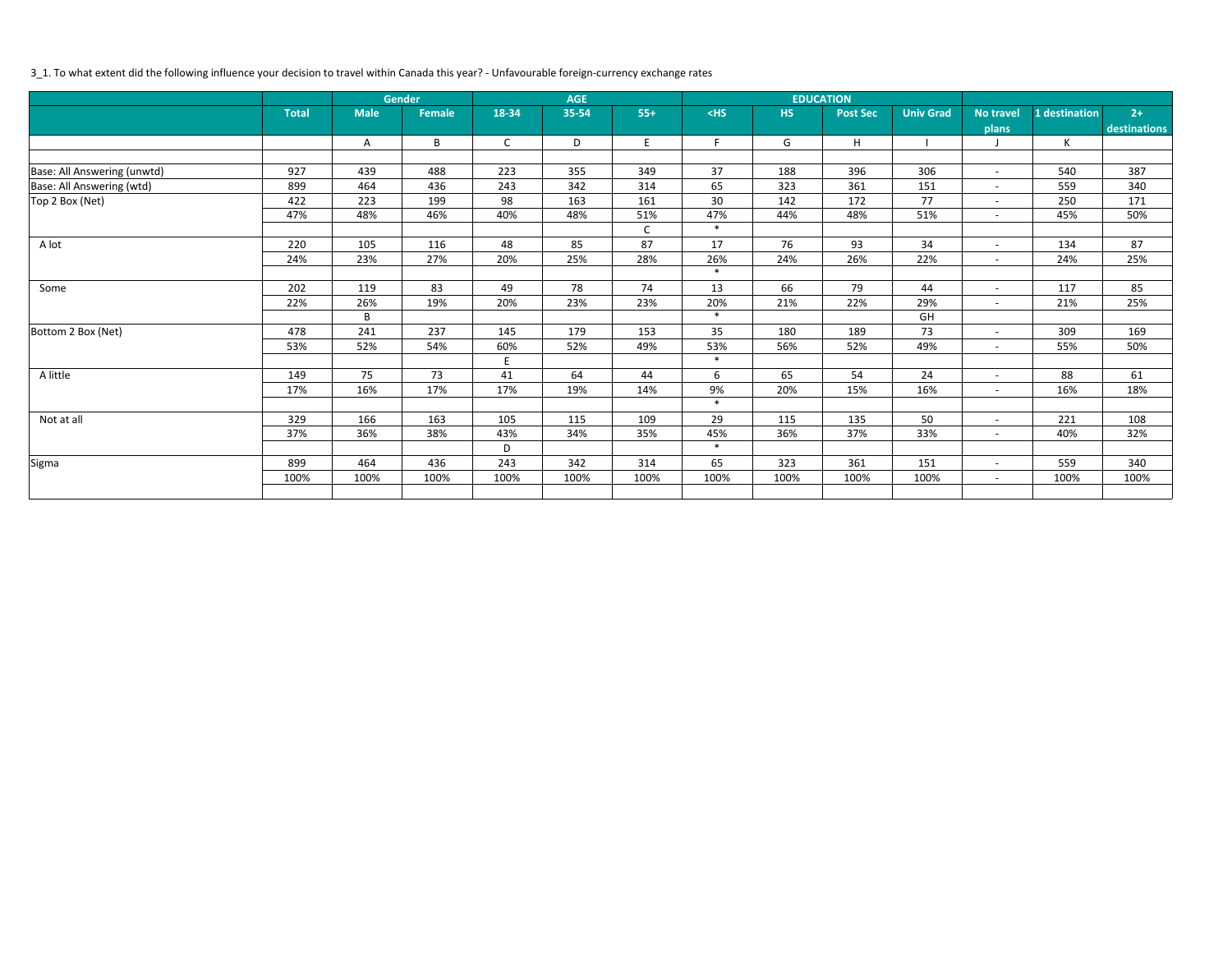3_1. To what extent did the following influence your decision to travel within Canada this year? - Unfavourable foreign-currency exchange rates

| | | Gender | | AGE | | | EDUCATION | | | | | | |
|---|---|---|---|---|---|---|---|---|---|---|---|---|---|
| | Total | Male | Female | 18-34 | 35-54 | 55+ | <HS | HS | Post Sec | Univ Grad | No travel plans | 1 destination | 2+ destinations |
| | | A | B | C | D | E | F | G | H | I | J | K | |
| | | | | | | | | | | | | | |
| Base: All Answering (unwtd) | 927 | 439 | 488 | 223 | 355 | 349 | 37 | 188 | 396 | 306 | - | 540 | 387 |
| Base: All Answering (wtd) | 899 | 464 | 436 | 243 | 342 | 314 | 65 | 323 | 361 | 151 | - | 559 | 340 |
| Top 2 Box (Net) | 422 | 223 | 199 | 98 | 163 | 161 | 30 | 142 | 172 | 77 | - | 250 | 171 |
| | 47% | 48% | 46% | 40% | 48% | 51% | 47% | 44% | 48% | 51% | - | 45% | 50% |
| | | | | | | C | * | | | | | | |
| A lot | 220 | 105 | 116 | 48 | 85 | 87 | 17 | 76 | 93 | 34 | - | 134 | 87 |
| | 24% | 23% | 27% | 20% | 25% | 28% | 26% | 24% | 26% | 22% | - | 24% | 25% |
| | | | | | | | * | | | | | | |
| Some | 202 | 119 | 83 | 49 | 78 | 74 | 13 | 66 | 79 | 44 | - | 117 | 85 |
| | 22% | 26% | 19% | 20% | 23% | 23% | 20% | 21% | 22% | 29% | - | 21% | 25% |
| | | B | | | | | * | | | GH | | | |
| Bottom 2 Box (Net) | 478 | 241 | 237 | 145 | 179 | 153 | 35 | 180 | 189 | 73 | - | 309 | 169 |
| | 53% | 52% | 54% | 60% | 52% | 49% | 53% | 56% | 52% | 49% | - | 55% | 50% |
| | | | | E | | | * | | | | | | |
| A little | 149 | 75 | 73 | 41 | 64 | 44 | 6 | 65 | 54 | 24 | - | 88 | 61 |
| | 17% | 16% | 17% | 17% | 19% | 14% | 9% | 20% | 15% | 16% | - | 16% | 18% |
| | | | | | | | * | | | | | | |
| Not at all | 329 | 166 | 163 | 105 | 115 | 109 | 29 | 115 | 135 | 50 | - | 221 | 108 |
| | 37% | 36% | 38% | 43% | 34% | 35% | 45% | 36% | 37% | 33% | - | 40% | 32% |
| | | | | D | | | * | | | | | | |
| Sigma | 899 | 464 | 436 | 243 | 342 | 314 | 65 | 323 | 361 | 151 | - | 559 | 340 |
| | 100% | 100% | 100% | 100% | 100% | 100% | 100% | 100% | 100% | 100% | - | 100% | 100% |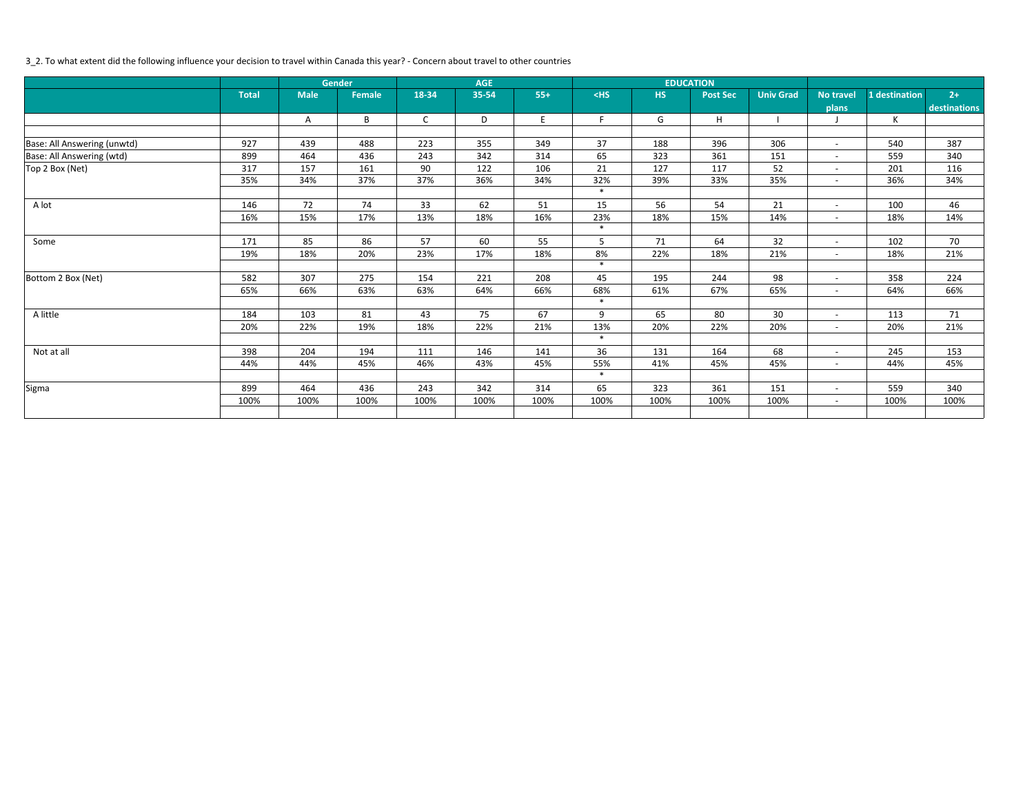3_2. To what extent did the following influence your decision to travel within Canada this year? - Concern about travel to other countries

| | | Gender | | AGE | | | EDUCATION | | | | | | |
|---|---|---|---|---|---|---|---|---|---|---|---|---|---|
| | Total | Male | Female | 18-34 | 35-54 | 55+ | <HS | HS | Post Sec | Univ Grad | No travel plans | 1 destination | 2+ destinations |
| | | A | B | C | D | E | F | G | H | I | J | K | |
| Base: All Answering (unwtd) | 927 | 439 | 488 | 223 | 355 | 349 | 37 | 188 | 396 | 306 | - | 540 | 387 |
| Base: All Answering (wtd) | 899 | 464 | 436 | 243 | 342 | 314 | 65 | 323 | 361 | 151 | - | 559 | 340 |
| Top 2 Box (Net) | 317 | 157 | 161 | 90 | 122 | 106 | 21 | 127 | 117 | 52 | - | 201 | 116 |
| | 35% | 34% | 37% | 37% | 36% | 34% | 32% | 39% | 33% | 35% | - | 36% | 34% |
| | | | | | | | * | | | | | | |
| A lot | 146 | 72 | 74 | 33 | 62 | 51 | 15 | 56 | 54 | 21 | - | 100 | 46 |
| | 16% | 15% | 17% | 13% | 18% | 16% | 23% | 18% | 15% | 14% | - | 18% | 14% |
| | | | | | | | * | | | | | | |
| Some | 171 | 85 | 86 | 57 | 60 | 55 | 5 | 71 | 64 | 32 | - | 102 | 70 |
| | 19% | 18% | 20% | 23% | 17% | 18% | 8% | 22% | 18% | 21% | - | 18% | 21% |
| | | | | | | | * | | | | | | |
| Bottom 2 Box (Net) | 582 | 307 | 275 | 154 | 221 | 208 | 45 | 195 | 244 | 98 | - | 358 | 224 |
| | 65% | 66% | 63% | 63% | 64% | 66% | 68% | 61% | 67% | 65% | - | 64% | 66% |
| | | | | | | | * | | | | | | |
| A little | 184 | 103 | 81 | 43 | 75 | 67 | 9 | 65 | 80 | 30 | - | 113 | 71 |
| | 20% | 22% | 19% | 18% | 22% | 21% | 13% | 20% | 22% | 20% | - | 20% | 21% |
| | | | | | | | * | | | | | | |
| Not at all | 398 | 204 | 194 | 111 | 146 | 141 | 36 | 131 | 164 | 68 | - | 245 | 153 |
| | 44% | 44% | 45% | 46% | 43% | 45% | 55% | 41% | 45% | 45% | - | 44% | 45% |
| | | | | | | | * | | | | | | |
| Sigma | 899 | 464 | 436 | 243 | 342 | 314 | 65 | 323 | 361 | 151 | - | 559 | 340 |
| | 100% | 100% | 100% | 100% | 100% | 100% | 100% | 100% | 100% | 100% | - | 100% | 100% |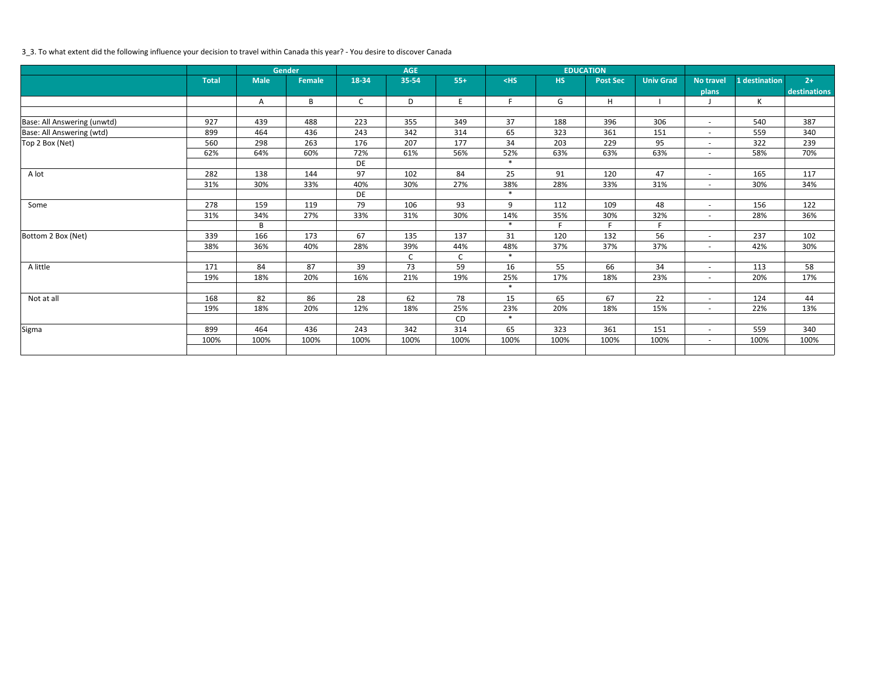3_3. To what extent did the following influence your decision to travel within Canada this year? - You desire to discover Canada

| | | Gender | | AGE | | | EDUCATION | | | | | | |
|---|---|---|---|---|---|---|---|---|---|---|---|---|---|
| | Total | Male | Female | 18-34 | 35-54 | 55+ | <HS | HS | Post Sec | Univ Grad | No travel plans | 1 destination | 2+ destinations |
| | | A | B | C | D | E | F | G | H | I | J | K | |
| Base: All Answering (unwtd) | 927 | 439 | 488 | 223 | 355 | 349 | 37 | 188 | 396 | 306 | - | 540 | 387 |
| Base: All Answering (wtd) | 899 | 464 | 436 | 243 | 342 | 314 | 65 | 323 | 361 | 151 | - | 559 | 340 |
| Top 2 Box (Net) | 560 | 298 | 263 | 176 | 207 | 177 | 34 | 203 | 229 | 95 | - | 322 | 239 |
| | 62% | 64% | 60% | 72% | 61% | 56% | 52% | 63% | 63% | 63% | - | 58% | 70% |
| | | | | DE | | | * | | | | | | |
| A lot | 282 | 138 | 144 | 97 | 102 | 84 | 25 | 91 | 120 | 47 | - | 165 | 117 |
| | 31% | 30% | 33% | 40% | 30% | 27% | 38% | 28% | 33% | 31% | - | 30% | 34% |
| | | | | DE | | | * | | | | | | |
| Some | 278 | 159 | 119 | 79 | 106 | 93 | 9 | 112 | 109 | 48 | - | 156 | 122 |
| | 31% | 34% | 27% | 33% | 31% | 30% | 14% | 35% | 30% | 32% | - | 28% | 36% |
| | | B | | | | | * | F | F | F | | | |
| Bottom 2 Box (Net) | 339 | 166 | 173 | 67 | 135 | 137 | 31 | 120 | 132 | 56 | - | 237 | 102 |
| | 38% | 36% | 40% | 28% | 39% | 44% | 48% | 37% | 37% | 37% | - | 42% | 30% |
| | | | | | C | C | * | | | | | | |
| A little | 171 | 84 | 87 | 39 | 73 | 59 | 16 | 55 | 66 | 34 | - | 113 | 58 |
| | 19% | 18% | 20% | 16% | 21% | 19% | 25% | 17% | 18% | 23% | - | 20% | 17% |
| | | | | | | | * | | | | | | |
| Not at all | 168 | 82 | 86 | 28 | 62 | 78 | 15 | 65 | 67 | 22 | - | 124 | 44 |
| | 19% | 18% | 20% | 12% | 18% | 25% | 23% | 20% | 18% | 15% | - | 22% | 13% |
| | | | | | | CD | * | | | | | | |
| Sigma | 899 | 464 | 436 | 243 | 342 | 314 | 65 | 323 | 361 | 151 | - | 559 | 340 |
| | 100% | 100% | 100% | 100% | 100% | 100% | 100% | 100% | 100% | 100% | - | 100% | 100% |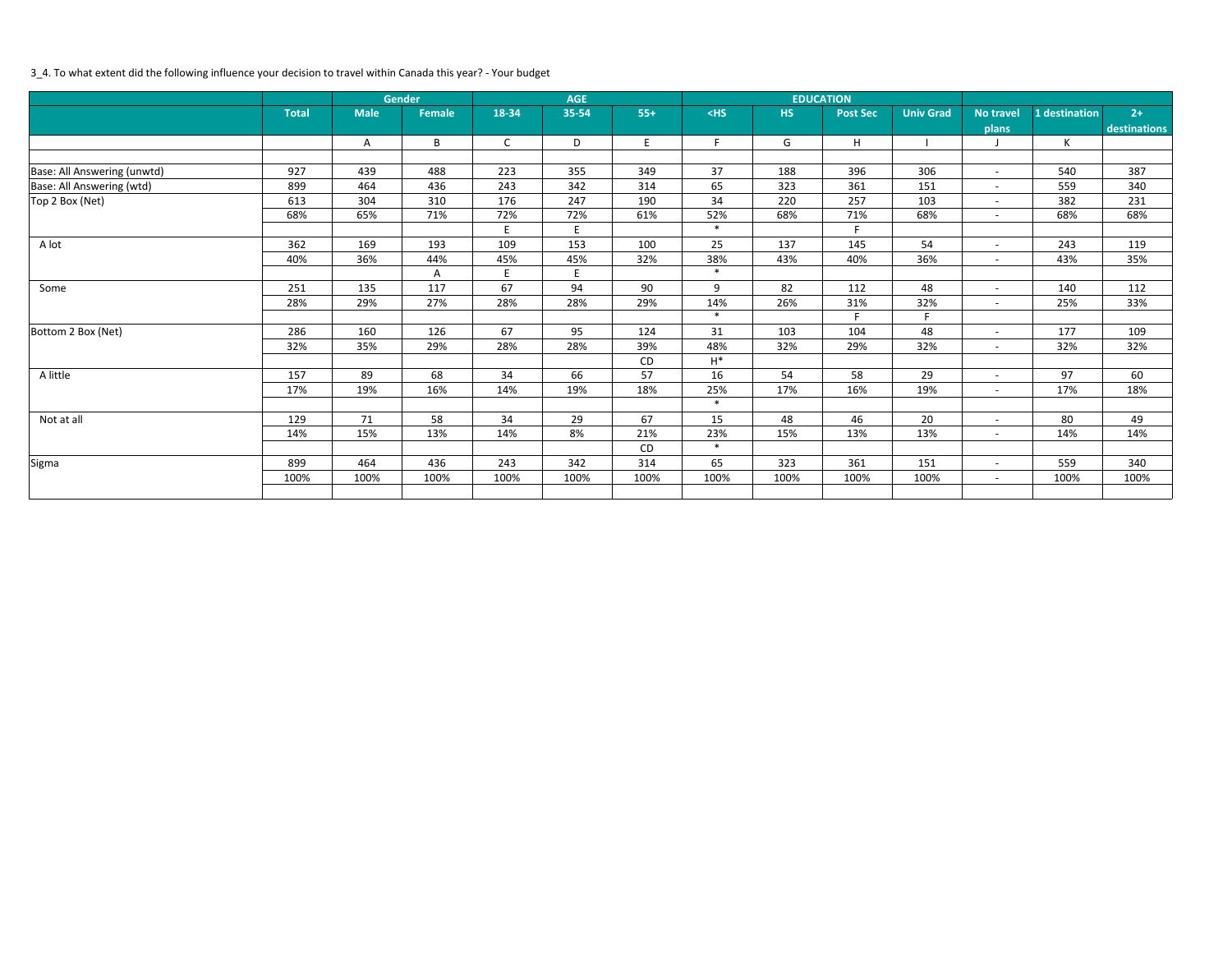3_4. To what extent did the following influence your decision to travel within Canada this year? - Your budget

| | | Gender | | AGE | | | EDUCATION | | | | | | |
|---|---|---|---|---|---|---|---|---|---|---|---|---|---|
| | Total | Male | Female | 18-34 | 35-54 | 55+ | <HS | HS | Post Sec | Univ Grad | No travel plans | 1 destination | 2+ destinations |
| | | A | B | C | D | E | F | G | H | I | J | K | |
| | | | | | | | | | | | | | |
| Base: All Answering (unwtd) | 927 | 439 | 488 | 223 | 355 | 349 | 37 | 188 | 396 | 306 | - | 540 | 387 |
| Base: All Answering (wtd) | 899 | 464 | 436 | 243 | 342 | 314 | 65 | 323 | 361 | 151 | - | 559 | 340 |
| Top 2 Box (Net) | 613 | 304 | 310 | 176 | 247 | 190 | 34 | 220 | 257 | 103 | - | 382 | 231 |
| | 68% | 65% | 71% | 72% | 72% | 61% | 52% | 68% | 71% | 68% | - | 68% | 68% |
| | | | | E | E | | * | | F | | | | |
| A lot | 362 | 169 | 193 | 109 | 153 | 100 | 25 | 137 | 145 | 54 | - | 243 | 119 |
| | 40% | 36% | 44% | 45% | 45% | 32% | 38% | 43% | 40% | 36% | - | 43% | 35% |
| | | | A | E | E | | * | | | | | | |
| Some | 251 | 135 | 117 | 67 | 94 | 90 | 9 | 82 | 112 | 48 | - | 140 | 112 |
| | 28% | 29% | 27% | 28% | 28% | 29% | 14% | 26% | 31% | 32% | - | 25% | 33% |
| | | | | | | | * | | F | F | | | |
| Bottom 2 Box (Net) | 286 | 160 | 126 | 67 | 95 | 124 | 31 | 103 | 104 | 48 | - | 177 | 109 |
| | 32% | 35% | 29% | 28% | 28% | 39% | 48% | 32% | 29% | 32% | - | 32% | 32% |
| | | | | | | CD | H* | | | | | | |
| A little | 157 | 89 | 68 | 34 | 66 | 57 | 16 | 54 | 58 | 29 | - | 97 | 60 |
| | 17% | 19% | 16% | 14% | 19% | 18% | 25% | 17% | 16% | 19% | - | 17% | 18% |
| | | | | | | | * | | | | | | |
| Not at all | 129 | 71 | 58 | 34 | 29 | 67 | 15 | 48 | 46 | 20 | - | 80 | 49 |
| | 14% | 15% | 13% | 14% | 8% | 21% | 23% | 15% | 13% | 13% | - | 14% | 14% |
| | | | | | | CD | * | | | | | | |
| Sigma | 899 | 464 | 436 | 243 | 342 | 314 | 65 | 323 | 361 | 151 | - | 559 | 340 |
| | 100% | 100% | 100% | 100% | 100% | 100% | 100% | 100% | 100% | 100% | - | 100% | 100% |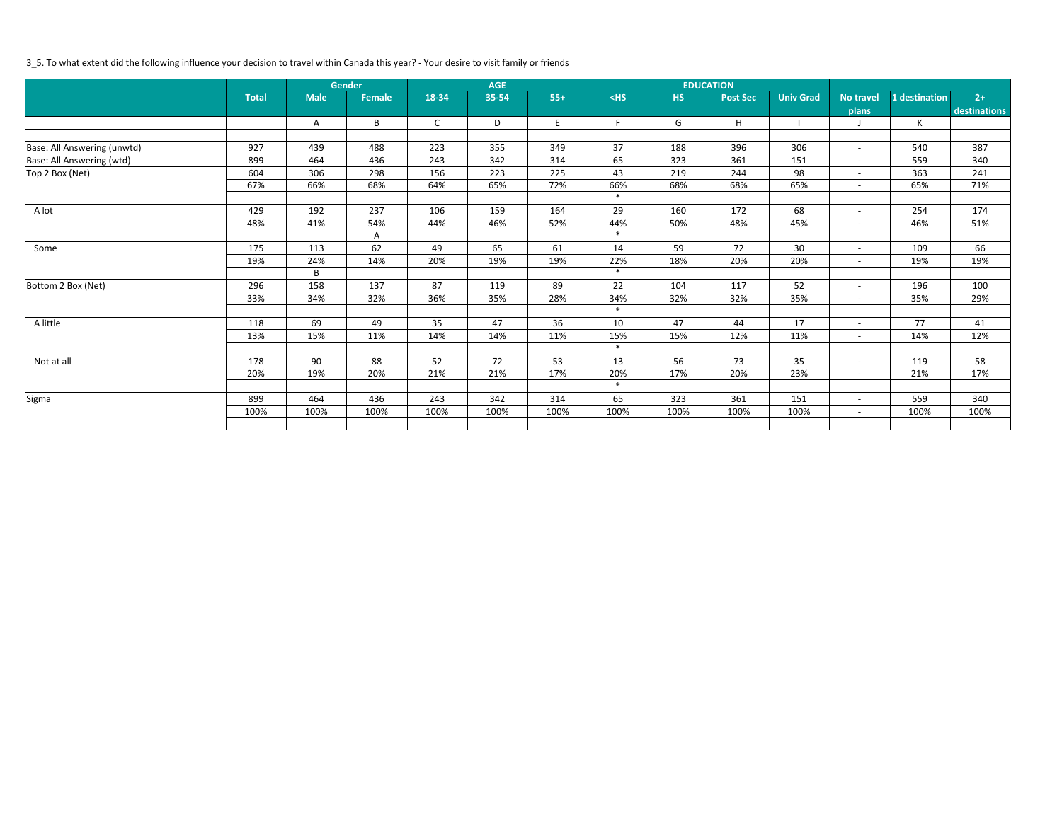3_5. To what extent did the following influence your decision to travel within Canada this year? - Your desire to visit family or friends

| | | Gender | | AGE | | | EDUCATION | | | | | | |
|---|---|---|---|---|---|---|---|---|---|---|---|---|---|
| | Total | Male | Female | 18-34 | 35-54 | 55+ | <HS | HS | Post Sec | Univ Grad | No travel plans | 1 destination | 2+ destinations |
| | | A | B | C | D | E | F | G | H | I | J | K | |
| | | | | | | | | | | | | | |
| Base: All Answering (unwtd) | 927 | 439 | 488 | 223 | 355 | 349 | 37 | 188 | 396 | 306 | - | 540 | 387 |
| Base: All Answering (wtd) | 899 | 464 | 436 | 243 | 342 | 314 | 65 | 323 | 361 | 151 | - | 559 | 340 |
| Top 2 Box (Net) | 604 | 306 | 298 | 156 | 223 | 225 | 43 | 219 | 244 | 98 | - | 363 | 241 |
| | 67% | 66% | 68% | 64% | 65% | 72% | 66% | 68% | 68% | 65% | - | 65% | 71% |
| | | | | | | | * | | | | | | |
| A lot | 429 | 192 | 237 | 106 | 159 | 164 | 29 | 160 | 172 | 68 | - | 254 | 174 |
| | 48% | 41% | 54% | 44% | 46% | 52% | 44% | 50% | 48% | 45% | - | 46% | 51% |
| | | | A | | | | * | | | | | | |
| Some | 175 | 113 | 62 | 49 | 65 | 61 | 14 | 59 | 72 | 30 | - | 109 | 66 |
| | 19% | 24% | 14% | 20% | 19% | 19% | 22% | 18% | 20% | 20% | - | 19% | 19% |
| | | B | | | | | * | | | | | | |
| Bottom 2 Box (Net) | 296 | 158 | 137 | 87 | 119 | 89 | 22 | 104 | 117 | 52 | - | 196 | 100 |
| | 33% | 34% | 32% | 36% | 35% | 28% | 34% | 32% | 32% | 35% | - | 35% | 29% |
| | | | | | | | * | | | | | | |
| A little | 118 | 69 | 49 | 35 | 47 | 36 | 10 | 47 | 44 | 17 | - | 77 | 41 |
| | 13% | 15% | 11% | 14% | 14% | 11% | 15% | 15% | 12% | 11% | - | 14% | 12% |
| | | | | | | | * | | | | | | |
| Not at all | 178 | 90 | 88 | 52 | 72 | 53 | 13 | 56 | 73 | 35 | - | 119 | 58 |
| | 20% | 19% | 20% | 21% | 21% | 17% | 20% | 17% | 20% | 23% | - | 21% | 17% |
| | | | | | | | * | | | | | | |
| Sigma | 899 | 464 | 436 | 243 | 342 | 314 | 65 | 323 | 361 | 151 | - | 559 | 340 |
| | 100% | 100% | 100% | 100% | 100% | 100% | 100% | 100% | 100% | 100% | - | 100% | 100% |
| | | | | | | | | | | | | | |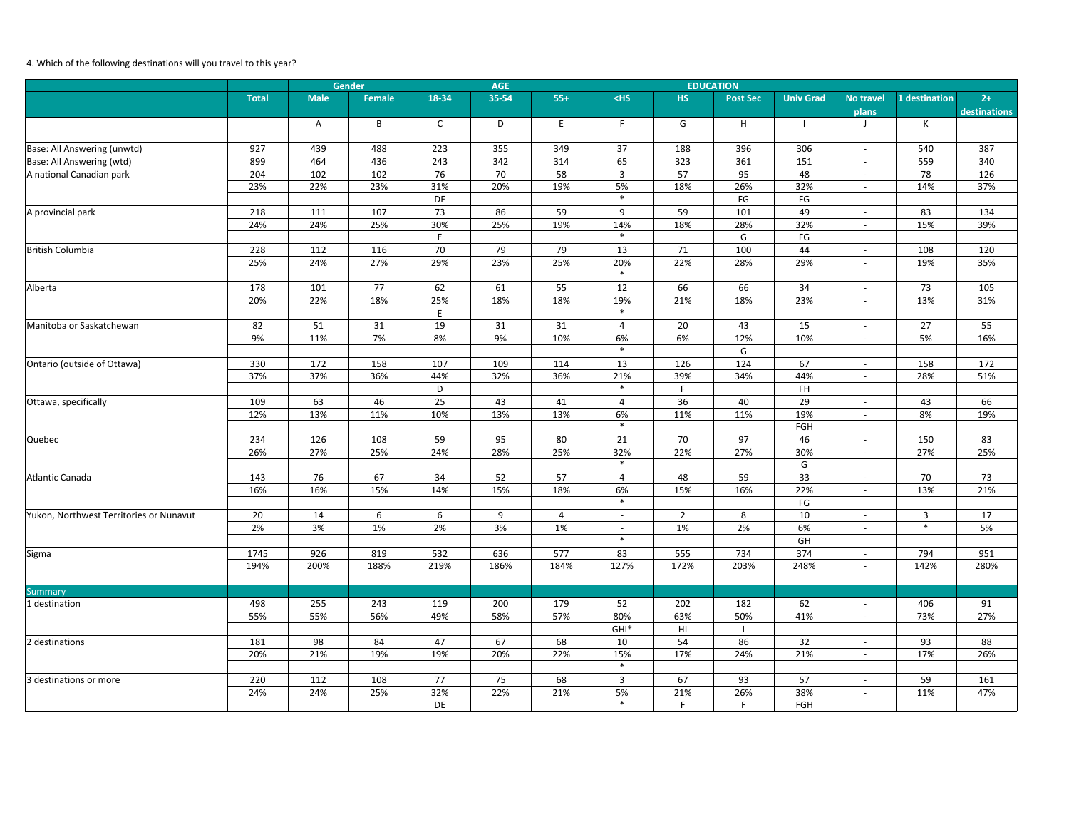4. Which of the following destinations will you travel to this year?

| | | Gender | | AGE | | | EDUCATION | | | | | | |
|---|---|---|---|---|---|---|---|---|---|---|---|---|---|
| | Total | Male | Female | 18-34 | 35-54 | 55+ | <HS | HS | Post Sec | Univ Grad | No travel plans | 1 destination | 2+ destinations |
| | | A | B | C | D | E | F | G | H | I | J | K | |
| Base: All Answering (unwtd) | 927 | 439 | 488 | 223 | 355 | 349 | 37 | 188 | 396 | 306 | - | 540 | 387 |
| Base: All Answering (wtd) | 899 | 464 | 436 | 243 | 342 | 314 | 65 | 323 | 361 | 151 | - | 559 | 340 |
| A national Canadian park | 204 | 102 | 102 | 76 | 70 | 58 | 3 | 57 | 95 | 48 | - | 78 | 126 |
| | 23% | 22% | 23% | 31% | 20% | 19% | 5% | 18% | 26% | 32% | - | 14% | 37% |
| | | | | DE | | | * | | FG | FG | | | |
| A provincial park | 218 | 111 | 107 | 73 | 86 | 59 | 9 | 59 | 101 | 49 | - | 83 | 134 |
| | 24% | 24% | 25% | 30% | 25% | 19% | 14% | 18% | 28% | 32% | - | 15% | 39% |
| | | | | E | | | * | | G | FG | | | |
| British Columbia | 228 | 112 | 116 | 70 | 79 | 79 | 13 | 71 | 100 | 44 | - | 108 | 120 |
| | 25% | 24% | 27% | 29% | 23% | 25% | 20% | 22% | 28% | 29% | - | 19% | 35% |
| | | | | | | | * | | | | | | |
| Alberta | 178 | 101 | 77 | 62 | 61 | 55 | 12 | 66 | 66 | 34 | - | 73 | 105 |
| | 20% | 22% | 18% | 25% | 18% | 18% | 19% | 21% | 18% | 23% | - | 13% | 31% |
| | | | | E | | | * | | | | | | |
| Manitoba or Saskatchewan | 82 | 51 | 31 | 19 | 31 | 31 | 4 | 20 | 43 | 15 | - | 27 | 55 |
| | 9% | 11% | 7% | 8% | 9% | 10% | 6% | 6% | 12% | 10% | - | 5% | 16% |
| | | | | | | | * | | G | | | | |
| Ontario (outside of Ottawa) | 330 | 172 | 158 | 107 | 109 | 114 | 13 | 126 | 124 | 67 | - | 158 | 172 |
| | 37% | 37% | 36% | 44% | 32% | 36% | 21% | 39% | 34% | 44% | - | 28% | 51% |
| | | | | D | | | * | F | | FH | | | |
| Ottawa, specifically | 109 | 63 | 46 | 25 | 43 | 41 | 4 | 36 | 40 | 29 | - | 43 | 66 |
| | 12% | 13% | 11% | 10% | 13% | 13% | 6% | 11% | 11% | 19% | - | 8% | 19% |
| | | | | | | | * | | | FGH | | | |
| Quebec | 234 | 126 | 108 | 59 | 95 | 80 | 21 | 70 | 97 | 46 | - | 150 | 83 |
| | 26% | 27% | 25% | 24% | 28% | 25% | 32% | 22% | 27% | 30% | - | 27% | 25% |
| | | | | | | | * | | | G | | | |
| Atlantic Canada | 143 | 76 | 67 | 34 | 52 | 57 | 4 | 48 | 59 | 33 | - | 70 | 73 |
| | 16% | 16% | 15% | 14% | 15% | 18% | 6% | 15% | 16% | 22% | - | 13% | 21% |
| | | | | | | | * | | | FG | | | |
| Yukon, Northwest Territories or Nunavut | 20 | 14 | 6 | 6 | 9 | 4 | - | 2 | 8 | 10 | - | 3 | 17 |
| | 2% | 3% | 1% | 2% | 3% | 1% | - | 1% | 2% | 6% | - | * | 5% |
| | | | | | | | * | | | GH | | | |
| Sigma | 1745 | 926 | 819 | 532 | 636 | 577 | 83 | 555 | 734 | 374 | - | 794 | 951 |
| | 194% | 200% | 188% | 219% | 186% | 184% | 127% | 172% | 203% | 248% | - | 142% | 280% |
| Summary | | | | | | | | | | | | | |
| 1 destination | 498 | 255 | 243 | 119 | 200 | 179 | 52 | 202 | 182 | 62 | - | 406 | 91 |
| | 55% | 55% | 56% | 49% | 58% | 57% | 80% | 63% | 50% | 41% | - | 73% | 27% |
| | | | | | | | GHI* | HI | I | | | | |
| 2 destinations | 181 | 98 | 84 | 47 | 67 | 68 | 10 | 54 | 86 | 32 | - | 93 | 88 |
| | 20% | 21% | 19% | 19% | 20% | 22% | 15% | 17% | 24% | 21% | - | 17% | 26% |
| | | | | | | | * | | | | | | |
| 3 destinations or more | 220 | 112 | 108 | 77 | 75 | 68 | 3 | 67 | 93 | 57 | - | 59 | 161 |
| | 24% | 24% | 25% | 32% | 22% | 21% | 5% | 21% | 26% | 38% | - | 11% | 47% |
| | | | | DE | | | * | F | F | FGH | | | |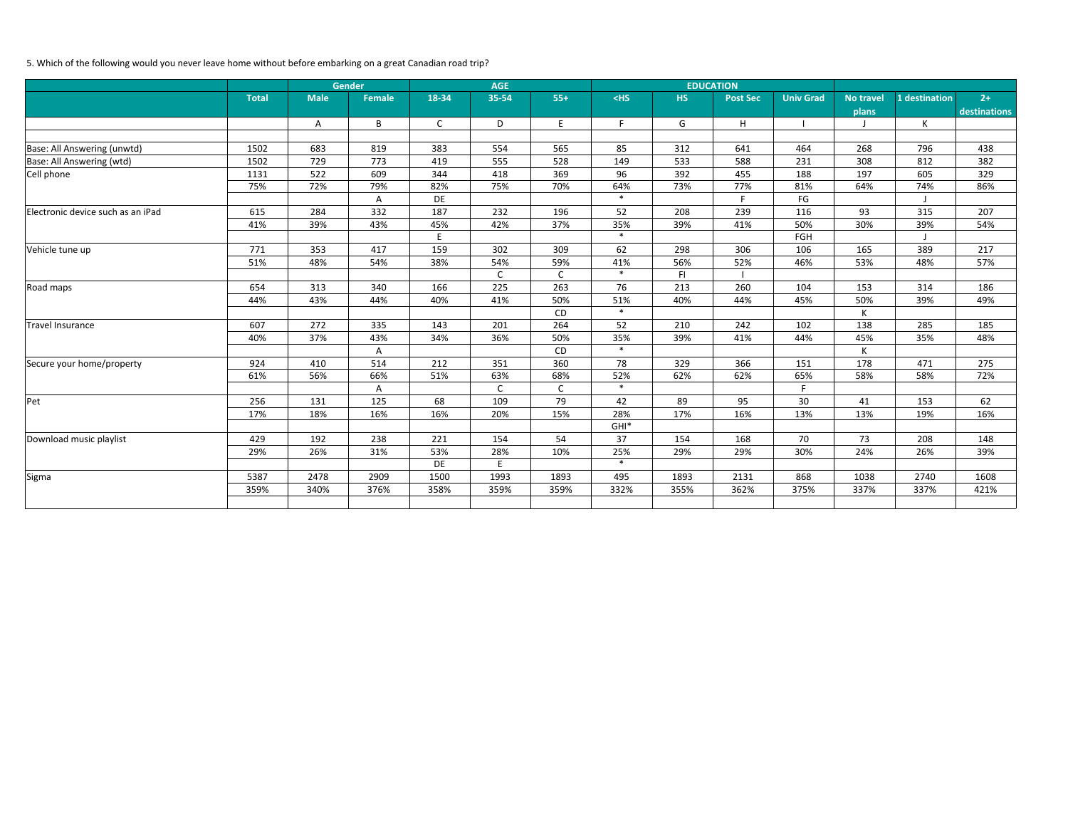5. Which of the following would you never leave home without before embarking on a great Canadian road trip?

| | Total | Gender | | AGE | | | EDUCATION | | | | | | |
|---|---|---|---|---|---|---|---|---|---|---|---|---|---|
| | | Male | Female | 18-34 | 35-54 | 55+ | <HS | HS | Post Sec | Univ Grad | No travel plans | 1 destination | 2+ destinations |
| | | A | B | C | D | E | F | G | H | I | J | K | |
| Base: All Answering (unwtd) | 1502 | 683 | 819 | 383 | 554 | 565 | 85 | 312 | 641 | 464 | 268 | 796 | 438 |
| Base: All Answering (wtd) | 1502 | 729 | 773 | 419 | 555 | 528 | 149 | 533 | 588 | 231 | 308 | 812 | 382 |
| Cell phone | 1131 | 522 | 609 | 344 | 418 | 369 | 96 | 392 | 455 | 188 | 197 | 605 | 329 |
| | 75% | 72% | 79% | 82% | 75% | 70% | 64% | 73% | 77% | 81% | 64% | 74% | 86% |
| | | | A | DE | | | * | | F | FG | | J | |
| Electronic device such as an iPad | 615 | 284 | 332 | 187 | 232 | 196 | 52 | 208 | 239 | 116 | 93 | 315 | 207 |
| | 41% | 39% | 43% | 45% | 42% | 37% | 35% | 39% | 41% | 50% | 30% | 39% | 54% |
| | | | | E | | | * | | | FGH | | J | |
| Vehicle tune up | 771 | 353 | 417 | 159 | 302 | 309 | 62 | 298 | 306 | 106 | 165 | 389 | 217 |
| | 51% | 48% | 54% | 38% | 54% | 59% | 41% | 56% | 52% | 46% | 53% | 48% | 57% |
| | | | | | C | C | * | FI | I | | | | |
| Road maps | 654 | 313 | 340 | 166 | 225 | 263 | 76 | 213 | 260 | 104 | 153 | 314 | 186 |
| | 44% | 43% | 44% | 40% | 41% | 50% | 51% | 40% | 44% | 45% | 50% | 39% | 49% |
| | | | | | | CD | * | | | | K | | |
| Travel Insurance | 607 | 272 | 335 | 143 | 201 | 264 | 52 | 210 | 242 | 102 | 138 | 285 | 185 |
| | 40% | 37% | 43% | 34% | 36% | 50% | 35% | 39% | 41% | 44% | 45% | 35% | 48% |
| | | | A | | | CD | * | | | | K | | |
| Secure your home/property | 924 | 410 | 514 | 212 | 351 | 360 | 78 | 329 | 366 | 151 | 178 | 471 | 275 |
| | 61% | 56% | 66% | 51% | 63% | 68% | 52% | 62% | 62% | 65% | 58% | 58% | 72% |
| | | | A | | C | C | * | | | F | | | |
| Pet | 256 | 131 | 125 | 68 | 109 | 79 | 42 | 89 | 95 | 30 | 41 | 153 | 62 |
| | 17% | 18% | 16% | 16% | 20% | 15% | 28% | 17% | 16% | 13% | 13% | 19% | 16% |
| | | | | | | | GHI* | | | | | | |
| Download music playlist | 429 | 192 | 238 | 221 | 154 | 54 | 37 | 154 | 168 | 70 | 73 | 208 | 148 |
| | 29% | 26% | 31% | 53% | 28% | 10% | 25% | 29% | 29% | 30% | 24% | 26% | 39% |
| | | | | DE | E | | * | | | | | | |
| Sigma | 5387 | 2478 | 2909 | 1500 | 1993 | 1893 | 495 | 1893 | 2131 | 868 | 1038 | 2740 | 1608 |
| | 359% | 340% | 376% | 358% | 359% | 359% | 332% | 355% | 362% | 375% | 337% | 337% | 421% |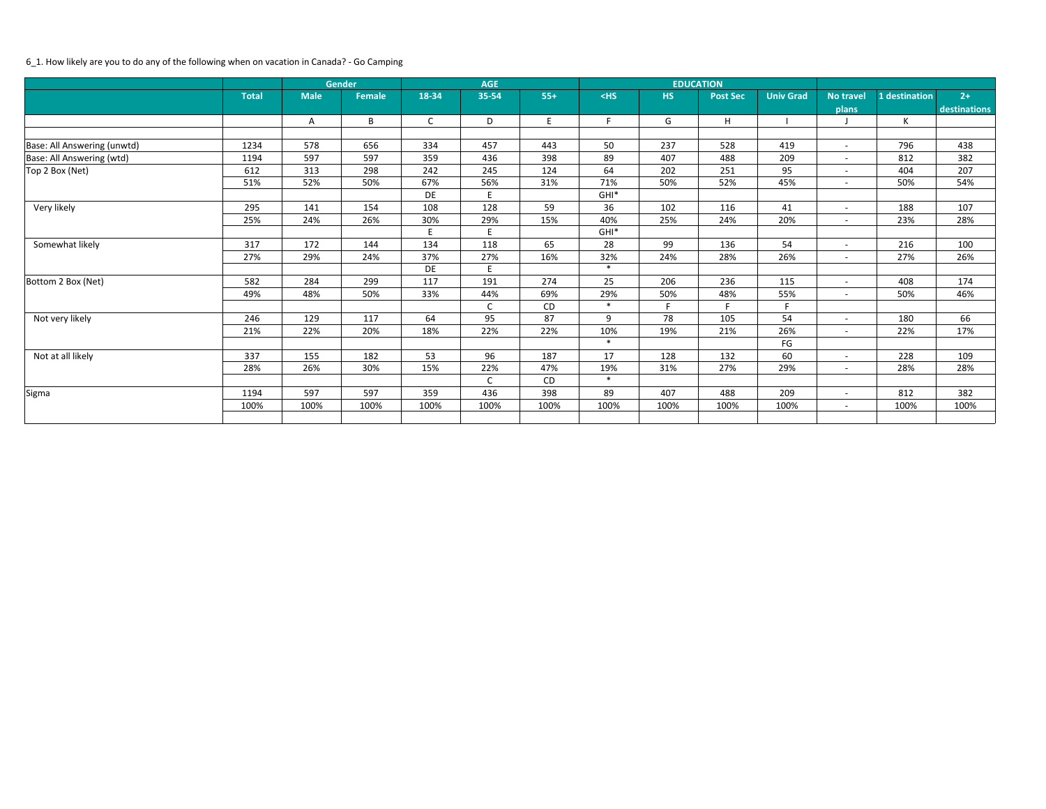6_1. How likely are you to do any of the following when on vacation in Canada? - Go Camping

| | Total | Gender | | AGE | | | EDUCATION | | | | | | |
|---|---|---|---|---|---|---|---|---|---|---|---|---|---|
| | | Male | Female | 18-34 | 35-54 | 55+ | <HS | HS | Post Sec | Univ Grad | No travel plans | 1 destination | 2+ destinations |
| | | A | B | C | D | E | F | G | H | I | J | K | |
| | | | | | | | | | | | | | |
| Base: All Answering (unwtd) | 1234 | 578 | 656 | 334 | 457 | 443 | 50 | 237 | 528 | 419 | - | 796 | 438 |
| Base: All Answering (wtd) | 1194 | 597 | 597 | 359 | 436 | 398 | 89 | 407 | 488 | 209 | - | 812 | 382 |
| Top 2 Box (Net) | 612 | 313 | 298 | 242 | 245 | 124 | 64 | 202 | 251 | 95 | - | 404 | 207 |
| | 51% | 52% | 50% | 67% | 56% | 31% | 71% | 50% | 52% | 45% | - | 50% | 54% |
| | | | | DE | E | | GHI* | | | | | | |
| Very likely | 295 | 141 | 154 | 108 | 128 | 59 | 36 | 102 | 116 | 41 | - | 188 | 107 |
| | 25% | 24% | 26% | 30% | 29% | 15% | 40% | 25% | 24% | 20% | - | 23% | 28% |
| | | | | E | E | | GHI* | | | | | | |
| Somewhat likely | 317 | 172 | 144 | 134 | 118 | 65 | 28 | 99 | 136 | 54 | - | 216 | 100 |
| | 27% | 29% | 24% | 37% | 27% | 16% | 32% | 24% | 28% | 26% | - | 27% | 26% |
| | | | | DE | E | | * | | | | | | |
| Bottom 2 Box (Net) | 582 | 284 | 299 | 117 | 191 | 274 | 25 | 206 | 236 | 115 | - | 408 | 174 |
| | 49% | 48% | 50% | 33% | 44% | 69% | 29% | 50% | 48% | 55% | - | 50% | 46% |
| | | | | | C | CD | * | F | F | F | | | |
| Not very likely | 246 | 129 | 117 | 64 | 95 | 87 | 9 | 78 | 105 | 54 | - | 180 | 66 |
| | 21% | 22% | 20% | 18% | 22% | 22% | 10% | 19% | 21% | 26% | - | 22% | 17% |
| | | | | | | | * | | | FG | | | |
| Not at all likely | 337 | 155 | 182 | 53 | 96 | 187 | 17 | 128 | 132 | 60 | - | 228 | 109 |
| | 28% | 26% | 30% | 15% | 22% | 47% | 19% | 31% | 27% | 29% | - | 28% | 28% |
| | | | | | C | CD | * | | | | | | |
| Sigma | 1194 | 597 | 597 | 359 | 436 | 398 | 89 | 407 | 488 | 209 | - | 812 | 382 |
| | 100% | 100% | 100% | 100% | 100% | 100% | 100% | 100% | 100% | 100% | - | 100% | 100% |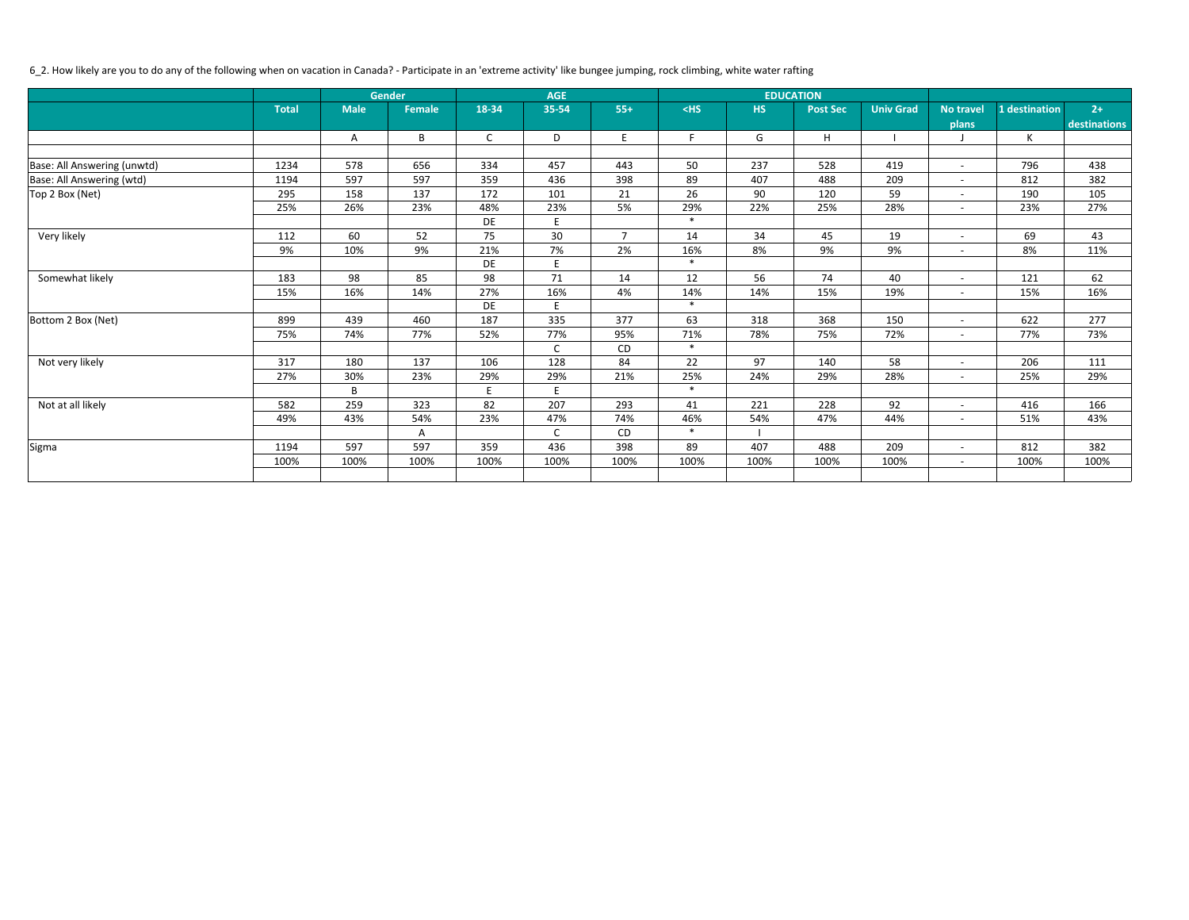6_2. How likely are you to do any of the following when on vacation in Canada? - Participate in an 'extreme activity' like bungee jumping, rock climbing, white water rafting

| | | Gender | | AGE | | | EDUCATION | | | | | | |
|---|---|---|---|---|---|---|---|---|---|---|---|---|---|
| | Total | Male | Female | 18-34 | 35-54 | 55+ | <HS | HS | Post Sec | Univ Grad | No travel plans | 1 destination | 2+ destinations |
| | | A | B | C | D | E | F | G | H | I | J | K | |
| | | | | | | | | | | | | | |
| Base: All Answering (unwtd) | 1234 | 578 | 656 | 334 | 457 | 443 | 50 | 237 | 528 | 419 | - | 796 | 438 |
| Base: All Answering (wtd) | 1194 | 597 | 597 | 359 | 436 | 398 | 89 | 407 | 488 | 209 | - | 812 | 382 |
| Top 2 Box (Net) | 295 | 158 | 137 | 172 | 101 | 21 | 26 | 90 | 120 | 59 | - | 190 | 105 |
| | 25% | 26% | 23% | 48% | 23% | 5% | 29% | 22% | 25% | 28% | - | 23% | 27% |
| | | | | DE | E | | * | | | | | | |
| Very likely | 112 | 60 | 52 | 75 | 30 | 7 | 14 | 34 | 45 | 19 | - | 69 | 43 |
| | 9% | 10% | 9% | 21% | 7% | 2% | 16% | 8% | 9% | 9% | - | 8% | 11% |
| | | | | DE | E | | * | | | | | | |
| Somewhat likely | 183 | 98 | 85 | 98 | 71 | 14 | 12 | 56 | 74 | 40 | - | 121 | 62 |
| | 15% | 16% | 14% | 27% | 16% | 4% | 14% | 14% | 15% | 19% | - | 15% | 16% |
| | | | | DE | E | | * | | | | | | |
| Bottom 2 Box (Net) | 899 | 439 | 460 | 187 | 335 | 377 | 63 | 318 | 368 | 150 | - | 622 | 277 |
| | 75% | 74% | 77% | 52% | 77% | 95% | 71% | 78% | 75% | 72% | - | 77% | 73% |
| | | | | | C | CD | * | | | | | | |
| Not very likely | 317 | 180 | 137 | 106 | 128 | 84 | 22 | 97 | 140 | 58 | - | 206 | 111 |
| | 27% | 30% | 23% | 29% | 29% | 21% | 25% | 24% | 29% | 28% | - | 25% | 29% |
| | | B | | E | E | | * | | | | | | |
| Not at all likely | 582 | 259 | 323 | 82 | 207 | 293 | 41 | 221 | 228 | 92 | - | 416 | 166 |
| | 49% | 43% | 54% | 23% | 47% | 74% | 46% | 54% | 47% | 44% | - | 51% | 43% |
| | | | A | | C | CD | * | I | | | | | |
| Sigma | 1194 | 597 | 597 | 359 | 436 | 398 | 89 | 407 | 488 | 209 | - | 812 | 382 |
| | 100% | 100% | 100% | 100% | 100% | 100% | 100% | 100% | 100% | 100% | - | 100% | 100% |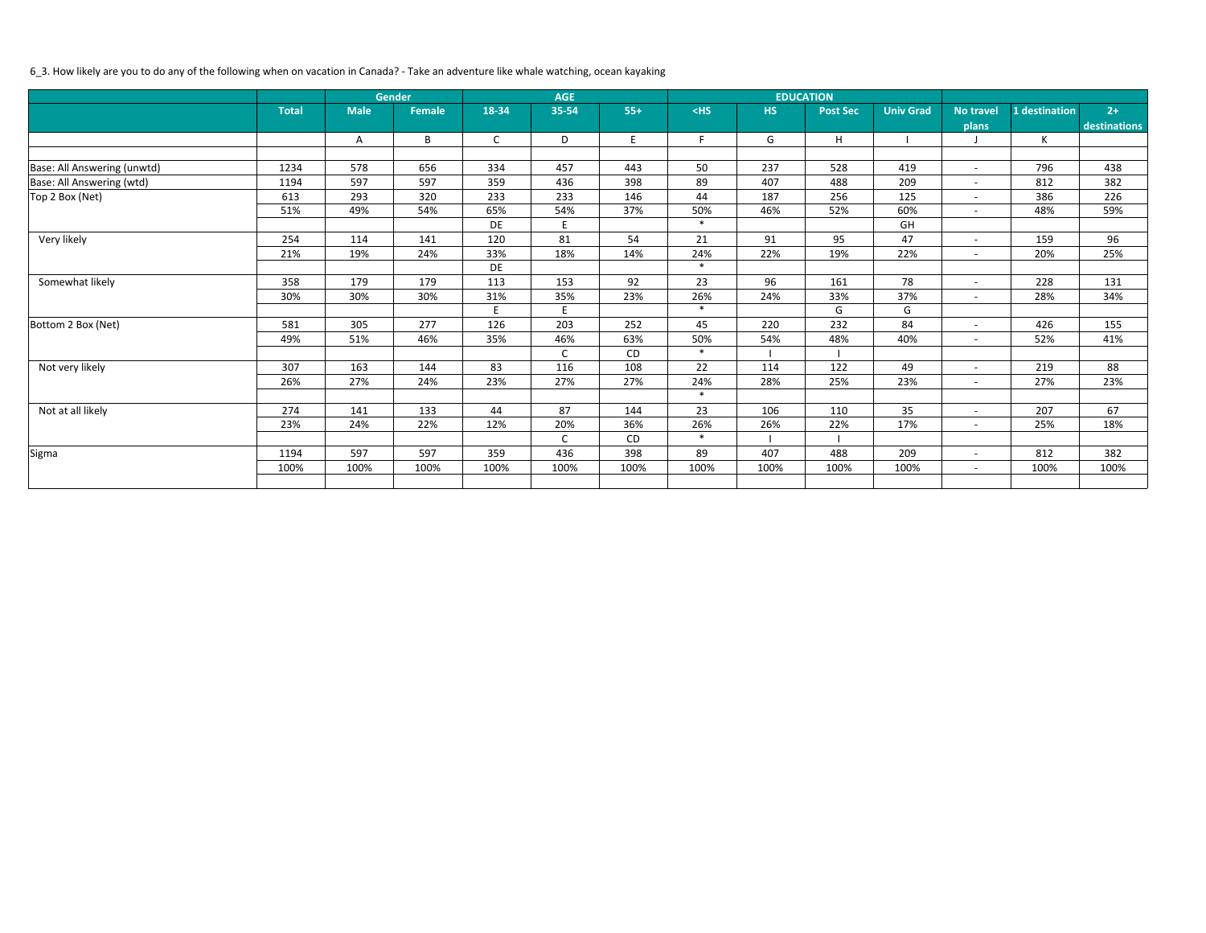6_3. How likely are you to do any of the following when on vacation in Canada? - Take an adventure like whale watching, ocean kayaking

| | | Gender | | AGE | | | EDUCATION | | | | | | |
|---|---|---|---|---|---|---|---|---|---|---|---|---|---|
| | Total | Male | Female | 18-34 | 35-54 | 55+ | <HS | HS | Post Sec | Univ Grad | No travel plans | 1 destination | 2+ destinations |
| | | A | B | C | D | E | F | G | H | I | J | K | |
| | | | | | | | | | | | | | |
| Base: All Answering (unwtd) | 1234 | 578 | 656 | 334 | 457 | 443 | 50 | 237 | 528 | 419 | - | 796 | 438 |
| Base: All Answering (wtd) | 1194 | 597 | 597 | 359 | 436 | 398 | 89 | 407 | 488 | 209 | - | 812 | 382 |
| Top 2 Box (Net) | 613 | 293 | 320 | 233 | 233 | 146 | 44 | 187 | 256 | 125 | - | 386 | 226 |
| | 51% | 49% | 54% | 65% | 54% | 37% | 50% | 46% | 52% | 60% | - | 48% | 59% |
| | | | | DE | E | | * | | | GH | | | |
| Very likely | 254 | 114 | 141 | 120 | 81 | 54 | 21 | 91 | 95 | 47 | - | 159 | 96 |
| | 21% | 19% | 24% | 33% | 18% | 14% | 24% | 22% | 19% | 22% | - | 20% | 25% |
| | | | | DE | | | * | | | | | | |
| Somewhat likely | 358 | 179 | 179 | 113 | 153 | 92 | 23 | 96 | 161 | 78 | - | 228 | 131 |
| | 30% | 30% | 30% | 31% | 35% | 23% | 26% | 24% | 33% | 37% | - | 28% | 34% |
| | | | | E | E | | * | | G | G | | | |
| Bottom 2 Box (Net) | 581 | 305 | 277 | 126 | 203 | 252 | 45 | 220 | 232 | 84 | - | 426 | 155 |
| | 49% | 51% | 46% | 35% | 46% | 63% | 50% | 54% | 48% | 40% | - | 52% | 41% |
| | | | | | C | CD | * | I | I | | | | |
| Not very likely | 307 | 163 | 144 | 83 | 116 | 108 | 22 | 114 | 122 | 49 | - | 219 | 88 |
| | 26% | 27% | 24% | 23% | 27% | 27% | 24% | 28% | 25% | 23% | - | 27% | 23% |
| | | | | | | | * | | | | | | |
| Not at all likely | 274 | 141 | 133 | 44 | 87 | 144 | 23 | 106 | 110 | 35 | - | 207 | 67 |
| | 23% | 24% | 22% | 12% | 20% | 36% | 26% | 26% | 22% | 17% | - | 25% | 18% |
| | | | | | C | CD | * | I | I | | | | |
| Sigma | 1194 | 597 | 597 | 359 | 436 | 398 | 89 | 407 | 488 | 209 | - | 812 | 382 |
| | 100% | 100% | 100% | 100% | 100% | 100% | 100% | 100% | 100% | 100% | - | 100% | 100% |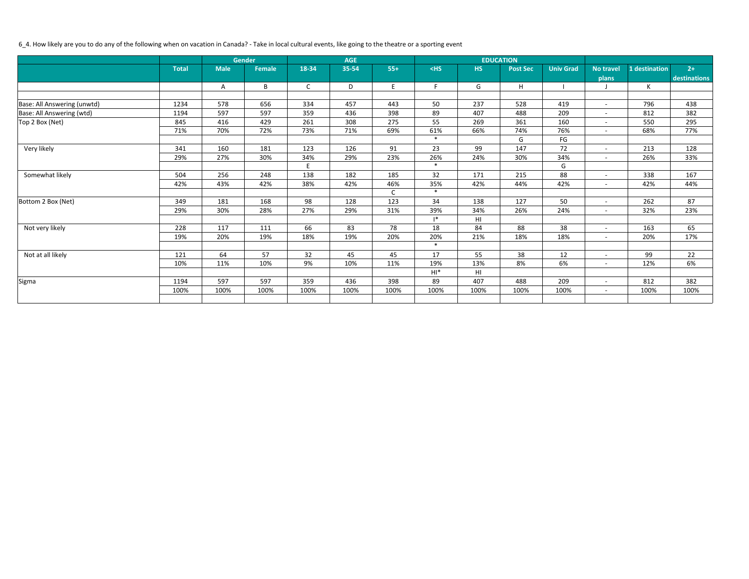6_4. How likely are you to do any of the following when on vacation in Canada? - Take in local cultural events, like going to the theatre or a sporting event

| | Total | Gender | | AGE | | | EDUCATION | | | | | | |
|---|---|---|---|---|---|---|---|---|---|---|---|---|---|
| | | Male | Female | 18-34 | 35-54 | 55+ | <HS | HS | Post Sec | Univ Grad | No travel plans | 1 destination | 2+ destinations |
| | | A | B | C | D | E | F | G | H | I | J | K | |
| Base: All Answering (unwtd) | 1234 | 578 | 656 | 334 | 457 | 443 | 50 | 237 | 528 | 419 | - | 796 | 438 |
| Base: All Answering (wtd) | 1194 | 597 | 597 | 359 | 436 | 398 | 89 | 407 | 488 | 209 | - | 812 | 382 |
| Top 2 Box (Net) | 845 | 416 | 429 | 261 | 308 | 275 | 55 | 269 | 361 | 160 | - | 550 | 295 |
| | 71% | 70% | 72% | 73% | 71% | 69% | 61% | 66% | 74% | 76% | - | 68% | 77% |
| | | | | | | | * | | G | FG | | | |
| Very likely | 341 | 160 | 181 | 123 | 126 | 91 | 23 | 99 | 147 | 72 | - | 213 | 128 |
| | 29% | 27% | 30% | 34% | 29% | 23% | 26% | 24% | 30% | 34% | - | 26% | 33% |
| | | | | E | | | * | | | G | | | |
| Somewhat likely | 504 | 256 | 248 | 138 | 182 | 185 | 32 | 171 | 215 | 88 | - | 338 | 167 |
| | 42% | 43% | 42% | 38% | 42% | 46% | 35% | 42% | 44% | 42% | - | 42% | 44% |
| | | | | | | C | * | | | | | | |
| Bottom 2 Box (Net) | 349 | 181 | 168 | 98 | 128 | 123 | 34 | 138 | 127 | 50 | - | 262 | 87 |
| | 29% | 30% | 28% | 27% | 29% | 31% | 39% | 34% | 26% | 24% | - | 32% | 23% |
| | | | | | | | I* | HI | | | | | |
| Not very likely | 228 | 117 | 111 | 66 | 83 | 78 | 18 | 84 | 88 | 38 | - | 163 | 65 |
| | 19% | 20% | 19% | 18% | 19% | 20% | 20% | 21% | 18% | 18% | - | 20% | 17% |
| | | | | | | | * | | | | | | |
| Not at all likely | 121 | 64 | 57 | 32 | 45 | 45 | 17 | 55 | 38 | 12 | - | 99 | 22 |
| | 10% | 11% | 10% | 9% | 10% | 11% | 19% | 13% | 8% | 6% | - | 12% | 6% |
| | | | | | | | HI* | HI | | | | | |
| Sigma | 1194 | 597 | 597 | 359 | 436 | 398 | 89 | 407 | 488 | 209 | - | 812 | 382 |
| | 100% | 100% | 100% | 100% | 100% | 100% | 100% | 100% | 100% | 100% | - | 100% | 100% |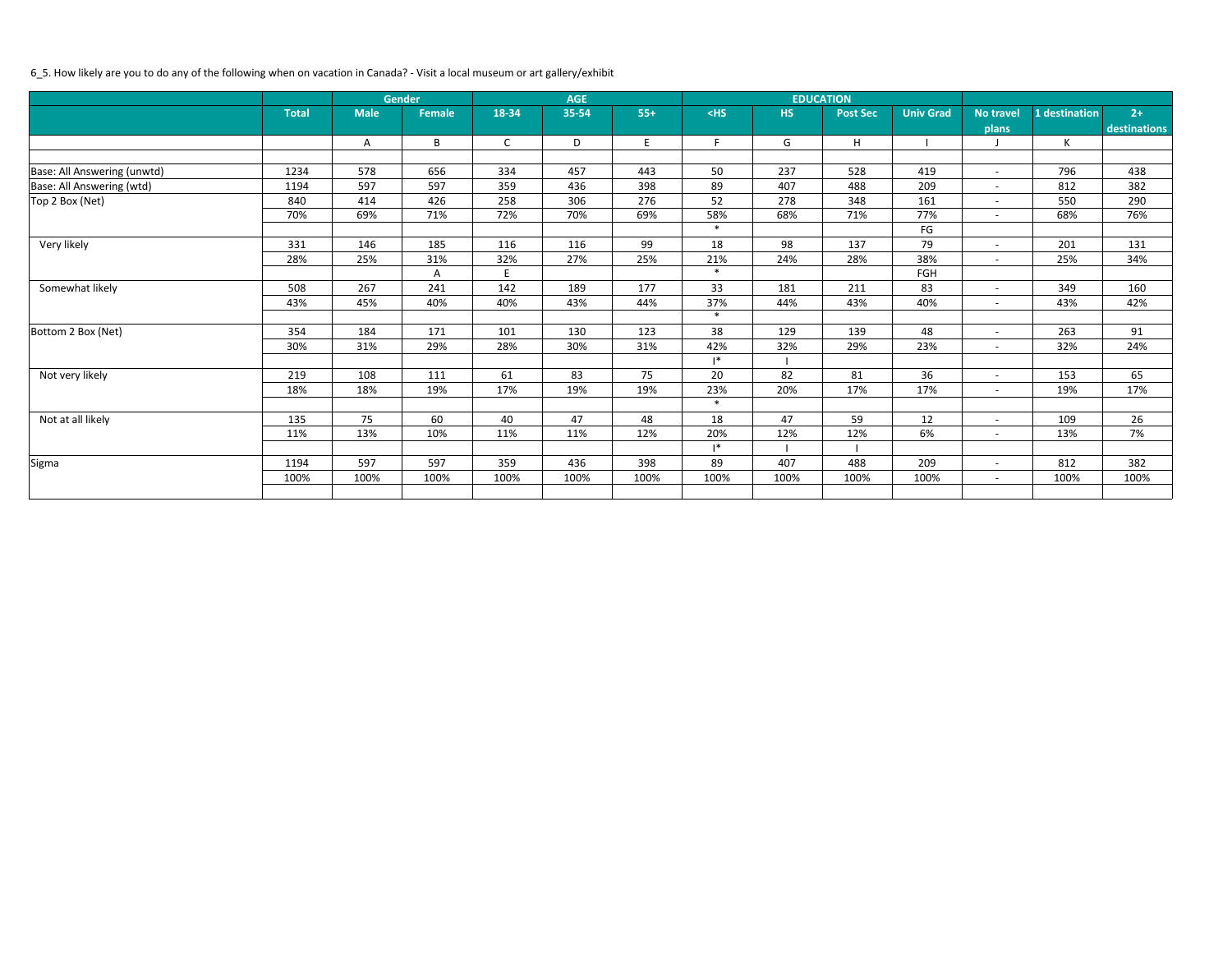6_5. How likely are you to do any of the following when on vacation in Canada? - Visit a local museum or art gallery/exhibit

| | | Gender | | AGE | | | EDUCATION | | | | | | |
|---|---|---|---|---|---|---|---|---|---|---|---|---|---|
| | Total | Male | Female | 18-34 | 35-54 | 55+ | <HS | HS | Post Sec | Univ Grad | No travel plans | 1 destination | 2+ destinations |
| | | A | B | C | D | E | F | G | H | I | J | K | |
| | | | | | | | | | | | | | |
| Base: All Answering (unwtd) | 1234 | 578 | 656 | 334 | 457 | 443 | 50 | 237 | 528 | 419 | - | 796 | 438 |
| Base: All Answering (wtd) | 1194 | 597 | 597 | 359 | 436 | 398 | 89 | 407 | 488 | 209 | - | 812 | 382 |
| Top 2 Box (Net) | 840 | 414 | 426 | 258 | 306 | 276 | 52 | 278 | 348 | 161 | - | 550 | 290 |
| | 70% | 69% | 71% | 72% | 70% | 69% | 58% | 68% | 71% | 77% | - | 68% | 76% |
| | | | | | | | * | | | FG | | | |
| Very likely | 331 | 146 | 185 | 116 | 116 | 99 | 18 | 98 | 137 | 79 | - | 201 | 131 |
| | 28% | 25% | 31% | 32% | 27% | 25% | 21% | 24% | 28% | 38% | - | 25% | 34% |
| | | | A | E | | | * | | | FGH | | | |
| Somewhat likely | 508 | 267 | 241 | 142 | 189 | 177 | 33 | 181 | 211 | 83 | - | 349 | 160 |
| | 43% | 45% | 40% | 40% | 43% | 44% | 37% | 44% | 43% | 40% | - | 43% | 42% |
| | | | | | | | * | | | | | | |
| Bottom 2 Box (Net) | 354 | 184 | 171 | 101 | 130 | 123 | 38 | 129 | 139 | 48 | - | 263 | 91 |
| | 30% | 31% | 29% | 28% | 30% | 31% | 42% | 32% | 29% | 23% | - | 32% | 24% |
| | | | | | | | I* | I | | | | | |
| Not very likely | 219 | 108 | 111 | 61 | 83 | 75 | 20 | 82 | 81 | 36 | - | 153 | 65 |
| | 18% | 18% | 19% | 17% | 19% | 19% | 23% | 20% | 17% | 17% | - | 19% | 17% |
| | | | | | | | * | | | | | | |
| Not at all likely | 135 | 75 | 60 | 40 | 47 | 48 | 18 | 47 | 59 | 12 | - | 109 | 26 |
| | 11% | 13% | 10% | 11% | 11% | 12% | 20% | 12% | 12% | 6% | - | 13% | 7% |
| | | | | | | | I* | I | I | | | | |
| Sigma | 1194 | 597 | 597 | 359 | 436 | 398 | 89 | 407 | 488 | 209 | - | 812 | 382 |
| | 100% | 100% | 100% | 100% | 100% | 100% | 100% | 100% | 100% | 100% | - | 100% | 100% |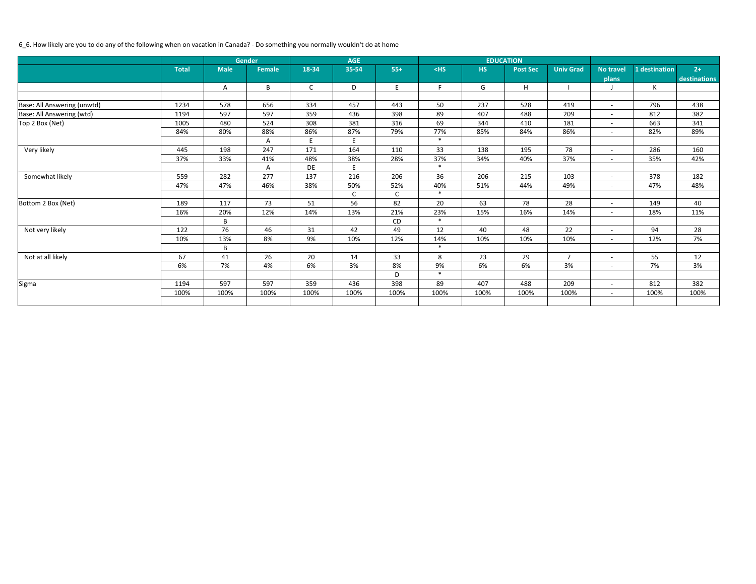6_6. How likely are you to do any of the following when on vacation in Canada? - Do something you normally wouldn't do at home

| | | Gender | | AGE | | | EDUCATION | | | | | | |
|---|---|---|---|---|---|---|---|---|---|---|---|---|---|
| | Total | Male | Female | 18-34 | 35-54 | 55+ | <HS | HS | Post Sec | Univ Grad | No travel plans | 1 destination | 2+ destinations |
| | | A | B | C | D | E | F | G | H | I | J | K | |
| | | | | | | | | | | | | | |
| Base: All Answering (unwtd) | 1234 | 578 | 656 | 334 | 457 | 443 | 50 | 237 | 528 | 419 | - | 796 | 438 |
| Base: All Answering (wtd) | 1194 | 597 | 597 | 359 | 436 | 398 | 89 | 407 | 488 | 209 | - | 812 | 382 |
| Top 2 Box (Net) | 1005 | 480 | 524 | 308 | 381 | 316 | 69 | 344 | 410 | 181 | - | 663 | 341 |
| | 84% | 80% | 88% | 86% | 87% | 79% | 77% | 85% | 84% | 86% | - | 82% | 89% |
| | | | A | E | E | | * | | | | | | |
| Very likely | 445 | 198 | 247 | 171 | 164 | 110 | 33 | 138 | 195 | 78 | - | 286 | 160 |
| | 37% | 33% | 41% | 48% | 38% | 28% | 37% | 34% | 40% | 37% | - | 35% | 42% |
| | | | A | DE | E | | * | | | | | | |
| Somewhat likely | 559 | 282 | 277 | 137 | 216 | 206 | 36 | 206 | 215 | 103 | - | 378 | 182 |
| | 47% | 47% | 46% | 38% | 50% | 52% | 40% | 51% | 44% | 49% | - | 47% | 48% |
| | | | | | C | C | * | | | | | | |
| Bottom 2 Box (Net) | 189 | 117 | 73 | 51 | 56 | 82 | 20 | 63 | 78 | 28 | - | 149 | 40 |
| | 16% | 20% | 12% | 14% | 13% | 21% | 23% | 15% | 16% | 14% | - | 18% | 11% |
| | | B | | | | CD | * | | | | | | |
| Not very likely | 122 | 76 | 46 | 31 | 42 | 49 | 12 | 40 | 48 | 22 | - | 94 | 28 |
| | 10% | 13% | 8% | 9% | 10% | 12% | 14% | 10% | 10% | 10% | - | 12% | 7% |
| | | B | | | | | * | | | | | | |
| Not at all likely | 67 | 41 | 26 | 20 | 14 | 33 | 8 | 23 | 29 | 7 | - | 55 | 12 |
| | 6% | 7% | 4% | 6% | 3% | 8% | 9% | 6% | 6% | 3% | - | 7% | 3% |
| | | | | | | D | * | | | | | | |
| Sigma | 1194 | 597 | 597 | 359 | 436 | 398 | 89 | 407 | 488 | 209 | - | 812 | 382 |
| | 100% | 100% | 100% | 100% | 100% | 100% | 100% | 100% | 100% | 100% | - | 100% | 100% |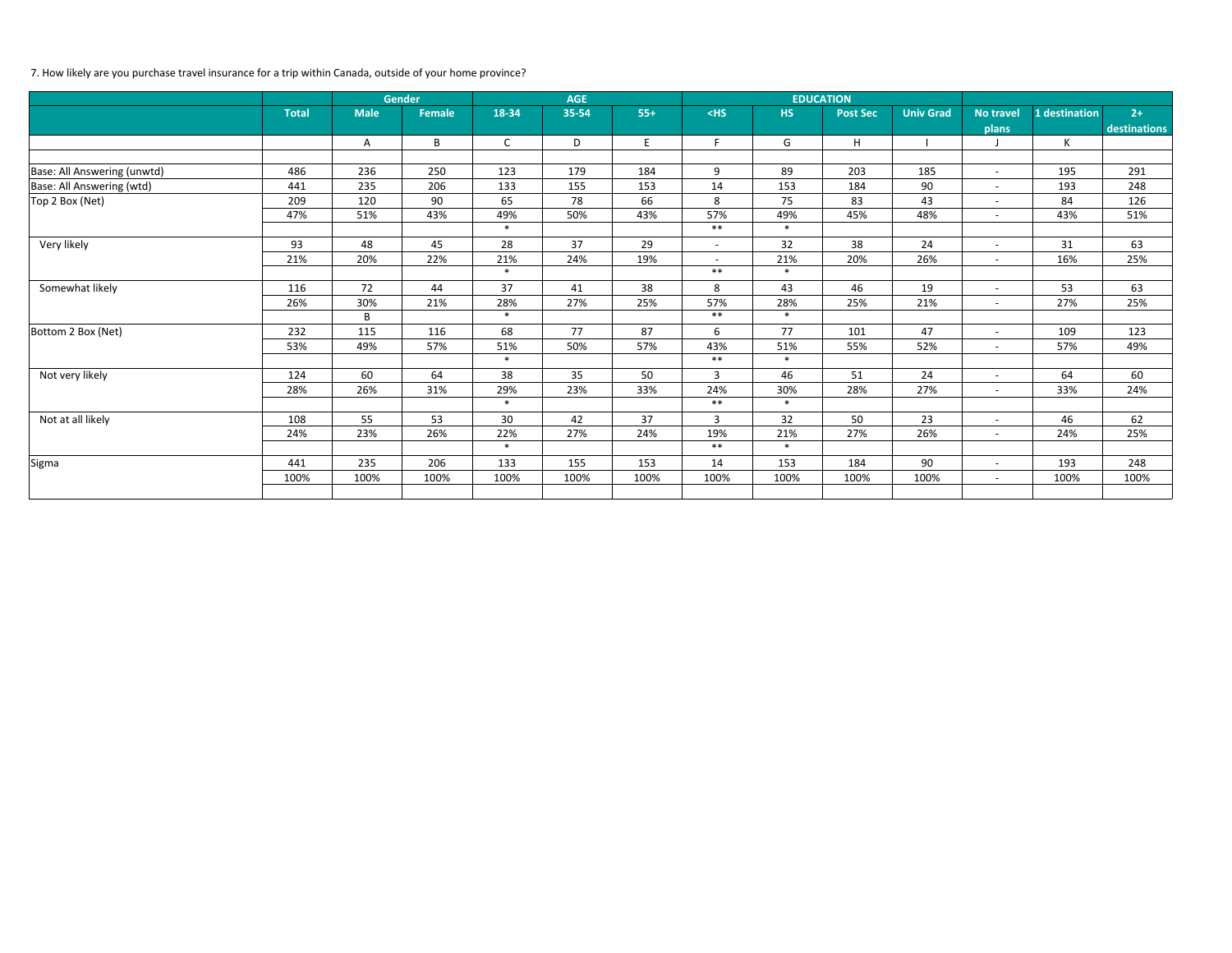7. How likely are you purchase travel insurance for a trip within Canada, outside of your home province?

| | | Gender | | AGE | | | EDUCATION | | | | | | |
|---|---|---|---|---|---|---|---|---|---|---|---|---|---|
| | Total | Male | Female | 18-34 | 35-54 | 55+ | <HS | HS | Post Sec | Univ Grad | No travel plans | 1 destination | 2+ destinations |
| | | A | B | C | D | E | F | G | H | I | J | K | |
| Base: All Answering (unwtd) | 486 | 236 | 250 | 123 | 179 | 184 | 9 | 89 | 203 | 185 | - | 195 | 291 |
| Base: All Answering (wtd) | 441 | 235 | 206 | 133 | 155 | 153 | 14 | 153 | 184 | 90 | - | 193 | 248 |
| Top 2 Box (Net) | 209 | 120 | 90 | 65 | 78 | 66 | 8 | 75 | 83 | 43 | - | 84 | 126 |
| | 47% | 51% | 43% | 49% | 50% | 43% | 57% | 49% | 45% | 48% | - | 43% | 51% |
| | | | | * | | | ** | * | | | | | |
| Very likely | 93 | 48 | 45 | 28 | 37 | 29 | - | 32 | 38 | 24 | - | 31 | 63 |
| | 21% | 20% | 22% | 21% | 24% | 19% | - | 21% | 20% | 26% | - | 16% | 25% |
| | | | | * | | | ** | * | | | | | |
| Somewhat likely | 116 | 72 | 44 | 37 | 41 | 38 | 8 | 43 | 46 | 19 | - | 53 | 63 |
| | 26% | 30% | 21% | 28% | 27% | 25% | 57% | 28% | 25% | 21% | - | 27% | 25% |
| | | B | | * | | | ** | * | | | | | |
| Bottom 2 Box (Net) | 232 | 115 | 116 | 68 | 77 | 87 | 6 | 77 | 101 | 47 | - | 109 | 123 |
| | 53% | 49% | 57% | 51% | 50% | 57% | 43% | 51% | 55% | 52% | - | 57% | 49% |
| | | | | * | | | ** | * | | | | | |
| Not very likely | 124 | 60 | 64 | 38 | 35 | 50 | 3 | 46 | 51 | 24 | - | 64 | 60 |
| | 28% | 26% | 31% | 29% | 23% | 33% | 24% | 30% | 28% | 27% | - | 33% | 24% |
| | | | | * | | | ** | * | | | | | |
| Not at all likely | 108 | 55 | 53 | 30 | 42 | 37 | 3 | 32 | 50 | 23 | - | 46 | 62 |
| | 24% | 23% | 26% | 22% | 27% | 24% | 19% | 21% | 27% | 26% | - | 24% | 25% |
| | | | | * | | | ** | * | | | | | |
| Sigma | 441 | 235 | 206 | 133 | 155 | 153 | 14 | 153 | 184 | 90 | - | 193 | 248 |
| | 100% | 100% | 100% | 100% | 100% | 100% | 100% | 100% | 100% | 100% | - | 100% | 100% |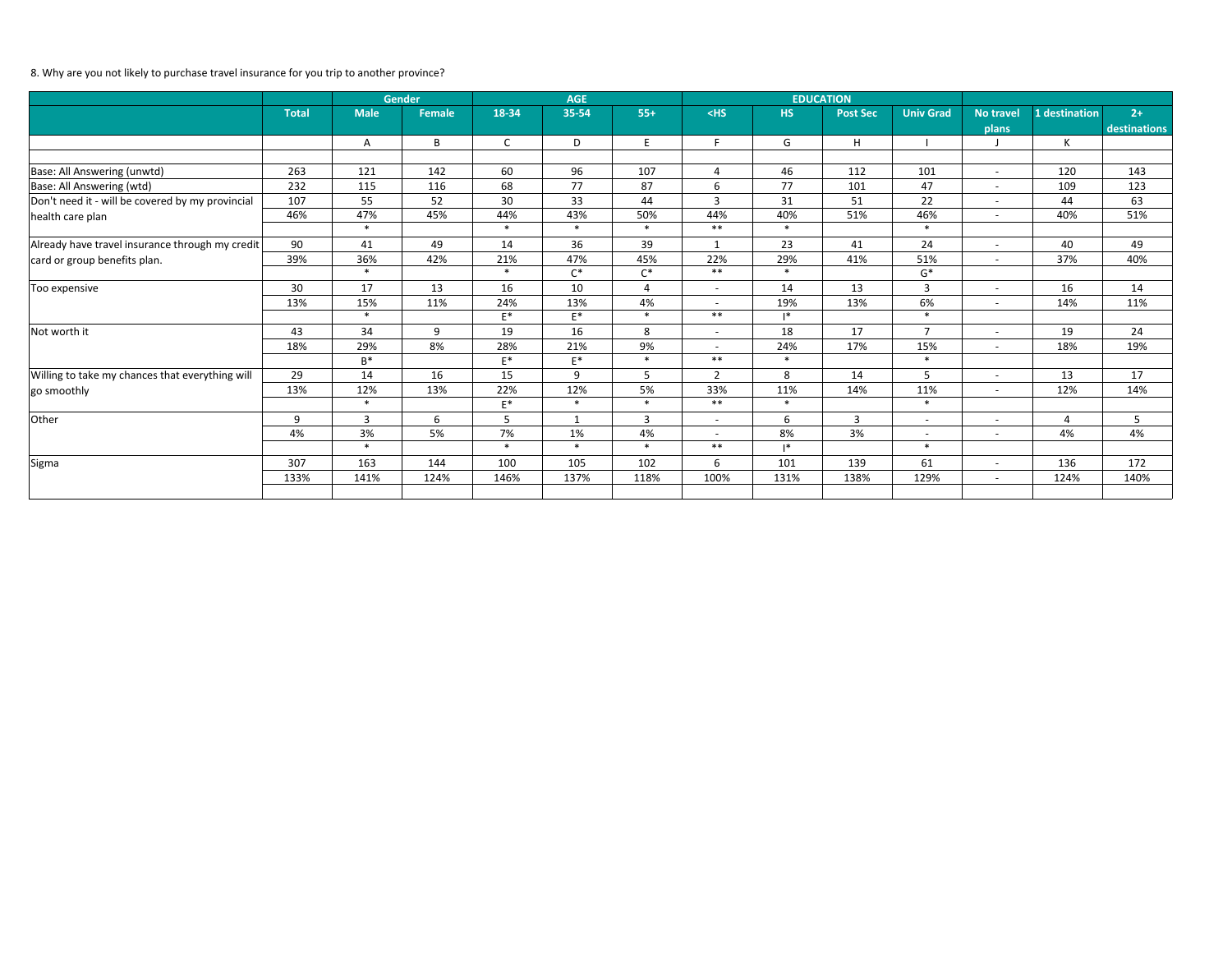8. Why are you not likely to purchase travel insurance for you trip to another province?

| | | Gender | | AGE | | | EDUCATION | | | | | | |
|---|---|---|---|---|---|---|---|---|---|---|---|---|---|
| | Total | Male | Female | 18-34 | 35-54 | 55+ | <HS | HS | Post Sec | Univ Grad | No travel plans | 1 destination | 2+ destinations |
| | | A | B | C | D | E | F | G | H | I | J | K | |
| | | | | | | | | | | | | | |
| Base: All Answering (unwtd) | 263 | 121 | 142 | 60 | 96 | 107 | 4 | 46 | 112 | 101 | - | 120 | 143 |
| Base: All Answering (wtd) | 232 | 115 | 116 | 68 | 77 | 87 | 6 | 77 | 101 | 47 | - | 109 | 123 |
| Don't need it - will be covered by my provincial health care plan | 107 | 55 | 52 | 30 | 33 | 44 | 3 | 31 | 51 | 22 | - | 44 | 63 |
| | 46% | 47% | 45% | 44% | 43% | 50% | 44% | 40% | 51% | 46% | - | 40% | 51% |
| | | * | | * | * | * | ** | * | | * | | | |
| Already have travel insurance through my credit card or group benefits plan. | 90 | 41 | 49 | 14 | 36 | 39 | 1 | 23 | 41 | 24 | - | 40 | 49 |
| | 39% | 36% | 42% | 21% | 47% | 45% | 22% | 29% | 41% | 51% | - | 37% | 40% |
| | | * | | * | C* | C* | ** | * | | G* | | | |
| Too expensive | 30 | 17 | 13 | 16 | 10 | 4 | - | 14 | 13 | 3 | - | 16 | 14 |
| | 13% | 15% | 11% | 24% | 13% | 4% | - | 19% | 13% | 6% | - | 14% | 11% |
| | | * | | E* | E* | * | ** | I* | | * | | | |
| Not worth it | 43 | 34 | 9 | 19 | 16 | 8 | - | 18 | 17 | 7 | - | 19 | 24 |
| | 18% | 29% | 8% | 28% | 21% | 9% | - | 24% | 17% | 15% | - | 18% | 19% |
| | | B* | | E* | E* | * | ** | * | | * | | | |
| Willing to take my chances that everything will go smoothly | 29 | 14 | 16 | 15 | 9 | 5 | 2 | 8 | 14 | 5 | - | 13 | 17 |
| | 13% | 12% | 13% | 22% | 12% | 5% | 33% | 11% | 14% | 11% | - | 12% | 14% |
| | | * | | E* | * | * | ** | * | | * | | | |
| Other | 9 | 3 | 6 | 5 | 1 | 3 | - | 6 | 3 | - | - | 4 | 5 |
| | 4% | 3% | 5% | 7% | 1% | 4% | - | 8% | 3% | - | - | 4% | 4% |
| | | * | | * | * | * | ** | I* | | * | | | |
| Sigma | 307 | 163 | 144 | 100 | 105 | 102 | 6 | 101 | 139 | 61 | - | 136 | 172 |
| | 133% | 141% | 124% | 146% | 137% | 118% | 100% | 131% | 138% | 129% | - | 124% | 140% |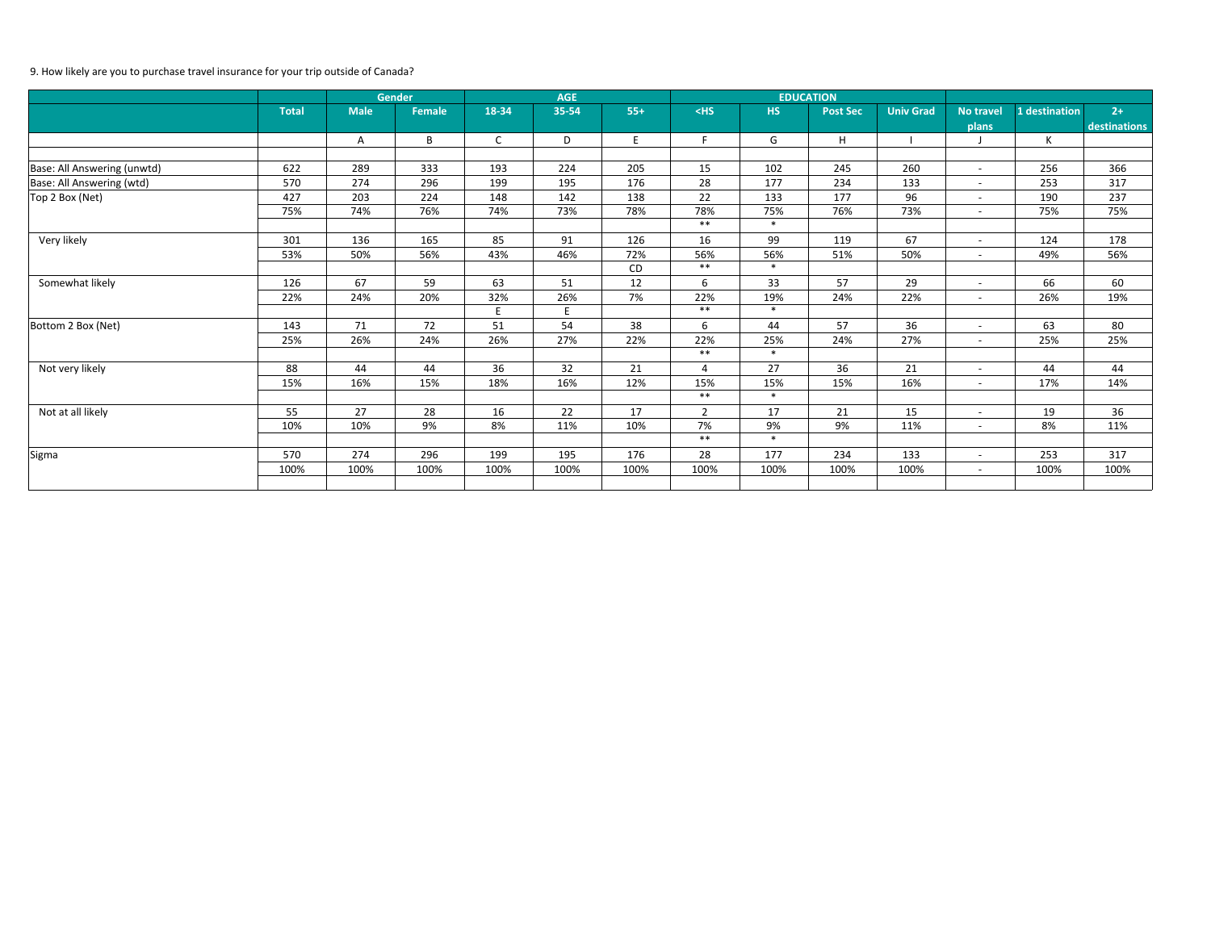9. How likely are you to purchase travel insurance for your trip outside of Canada?

| | | Gender | | AGE | | | EDUCATION | | | | | | |
|---|---|---|---|---|---|---|---|---|---|---|---|---|---|
| | Total | Male | Female | 18-34 | 35-54 | 55+ | <HS | HS | Post Sec | Univ Grad | No travel plans | 1 destination | 2+ destinations |
| | | A | B | C | D | E | F | G | H | I | J | K | |
| | | | | | | | | | | | | | |
| Base: All Answering (unwtd) | 622 | 289 | 333 | 193 | 224 | 205 | 15 | 102 | 245 | 260 | - | 256 | 366 |
| Base: All Answering (wtd) | 570 | 274 | 296 | 199 | 195 | 176 | 28 | 177 | 234 | 133 | - | 253 | 317 |
| Top 2 Box (Net) | 427 | 203 | 224 | 148 | 142 | 138 | 22 | 133 | 177 | 96 | - | 190 | 237 |
| | 75% | 74% | 76% | 74% | 73% | 78% | 78% | 75% | 76% | 73% | - | 75% | 75% |
| | | | | | | | ** | * | | | | | |
| Very likely | 301 | 136 | 165 | 85 | 91 | 126 | 16 | 99 | 119 | 67 | - | 124 | 178 |
| | 53% | 50% | 56% | 43% | 46% | 72% | 56% | 56% | 51% | 50% | - | 49% | 56% |
| | | | | | | CD | ** | * | | | | | |
| Somewhat likely | 126 | 67 | 59 | 63 | 51 | 12 | 6 | 33 | 57 | 29 | - | 66 | 60 |
| | 22% | 24% | 20% | 32% | 26% | 7% | 22% | 19% | 24% | 22% | - | 26% | 19% |
| | | | | E | E | | ** | * | | | | | |
| Bottom 2 Box (Net) | 143 | 71 | 72 | 51 | 54 | 38 | 6 | 44 | 57 | 36 | - | 63 | 80 |
| | 25% | 26% | 24% | 26% | 27% | 22% | 22% | 25% | 24% | 27% | - | 25% | 25% |
| | | | | | | | ** | * | | | | | |
| Not very likely | 88 | 44 | 44 | 36 | 32 | 21 | 4 | 27 | 36 | 21 | - | 44 | 44 |
| | 15% | 16% | 15% | 18% | 16% | 12% | 15% | 15% | 15% | 16% | - | 17% | 14% |
| | | | | | | | ** | * | | | | | |
| Not at all likely | 55 | 27 | 28 | 16 | 22 | 17 | 2 | 17 | 21 | 15 | - | 19 | 36 |
| | 10% | 10% | 9% | 8% | 11% | 10% | 7% | 9% | 9% | 11% | - | 8% | 11% |
| | | | | | | | ** | * | | | | | |
| Sigma | 570 | 274 | 296 | 199 | 195 | 176 | 28 | 177 | 234 | 133 | - | 253 | 317 |
| | 100% | 100% | 100% | 100% | 100% | 100% | 100% | 100% | 100% | 100% | - | 100% | 100% |
| | | | | | | | | | | | | | |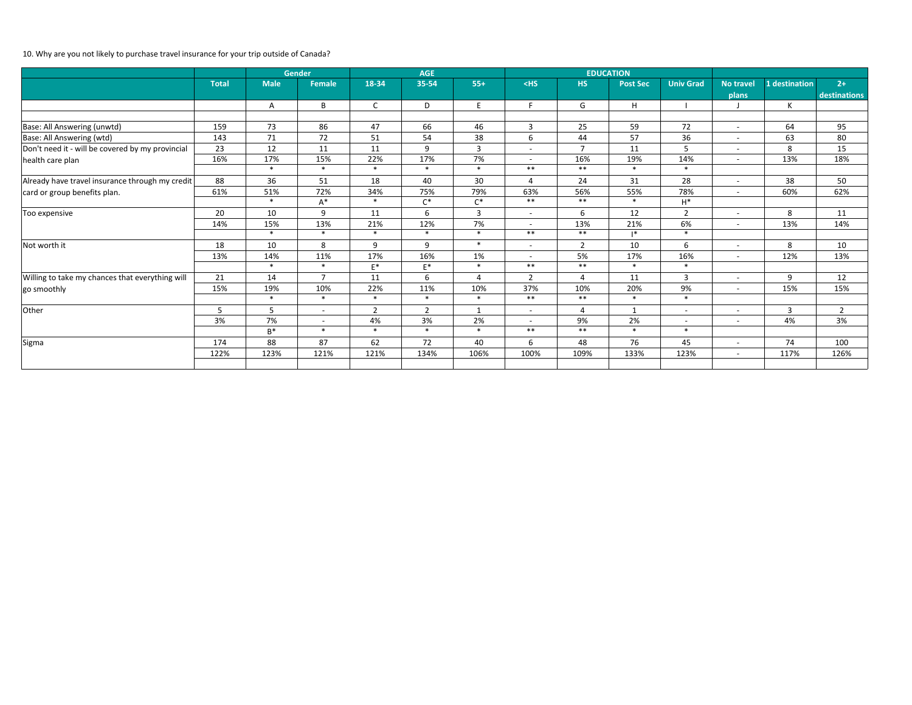10. Why are you not likely to purchase travel insurance for your trip outside of Canada?

| | | Gender | | AGE | | | EDUCATION | | | | | | |
|---|---|---|---|---|---|---|---|---|---|---|---|---|---|
| | Total | Male | Female | 18-34 | 35-54 | 55+ | <HS | HS | Post Sec | Univ Grad | No travel plans | 1 destination | 2+ destinations |
| | | A | B | C | D | E | F | G | H | I | J | K | |
| | | | | | | | | | | | | | |
| Base: All Answering (unwtd) | 159 | 73 | 86 | 47 | 66 | 46 | 3 | 25 | 59 | 72 | - | 64 | 95 |
| Base: All Answering (wtd) | 143 | 71 | 72 | 51 | 54 | 38 | 6 | 44 | 57 | 36 | - | 63 | 80 |
| Don't need it - will be covered by my provincial health care plan | 23 | 12 | 11 | 11 | 9 | 3 | - | 7 | 11 | 5 | - | 8 | 15 |
| | 16% | 17% | 15% | 22% | 17% | 7% | - | 16% | 19% | 14% | - | 13% | 18% |
| | | * | * | * | * | * | ** | ** | * | * | | | |
| Already have travel insurance through my credit card or group benefits plan. | 88 | 36 | 51 | 18 | 40 | 30 | 4 | 24 | 31 | 28 | - | 38 | 50 |
| | 61% | 51% | 72% | 34% | 75% | 79% | 63% | 56% | 55% | 78% | - | 60% | 62% |
| | | * | A* | * | C* | C* | ** | ** | * | H* | | | |
| Too expensive | 20 | 10 | 9 | 11 | 6 | 3 | - | 6 | 12 | 2 | - | 8 | 11 |
| | 14% | 15% | 13% | 21% | 12% | 7% | - | 13% | 21% | 6% | - | 13% | 14% |
| | | * | * | * | * | * | ** | ** | I* | * | | | |
| Not worth it | 18 | 10 | 8 | 9 | 9 | * | - | 2 | 10 | 6 | - | 8 | 10 |
| | 13% | 14% | 11% | 17% | 16% | 1% | - | 5% | 17% | 16% | - | 12% | 13% |
| | | * | * | E* | E* | * | ** | ** | * | * | | | |
| Willing to take my chances that everything will go smoothly | 21 | 14 | 7 | 11 | 6 | 4 | 2 | 4 | 11 | 3 | - | 9 | 12 |
| | 15% | 19% | 10% | 22% | 11% | 10% | 37% | 10% | 20% | 9% | - | 15% | 15% |
| | | * | * | * | * | * | ** | ** | * | * | | | |
| Other | 5 | 5 | - | 2 | 2 | 1 | - | 4 | 1 | - | - | 3 | 2 |
| | 3% | 7% | - | 4% | 3% | 2% | - | 9% | 2% | - | - | 4% | 3% |
| | | B* | * | * | * | * | ** | ** | * | * | | | |
| Sigma | 174 | 88 | 87 | 62 | 72 | 40 | 6 | 48 | 76 | 45 | - | 74 | 100 |
| | 122% | 123% | 121% | 121% | 134% | 106% | 100% | 109% | 133% | 123% | - | 117% | 126% |